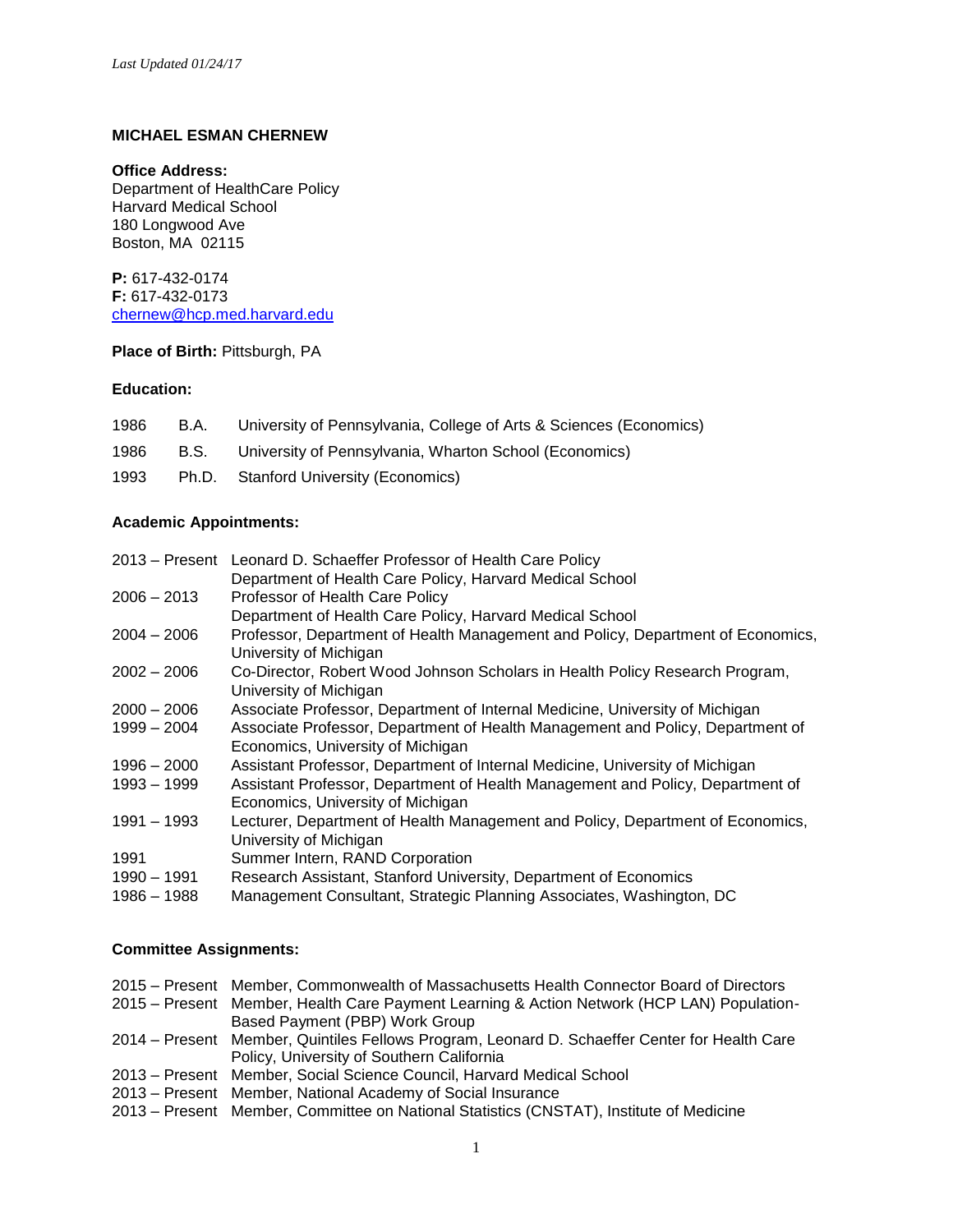*Last Updated 01/24/17*

**MICHAEL ESMAN CHERNEW**

**Office Address:**
Department of HealthCare Policy
Harvard Medical School
180 Longwood Ave
Boston, MA 02115

**P:** 617-432-0174
**F:** 617-432-0173
chernew@hcp.med.harvard.edu

**Place of Birth:** Pittsburgh, PA

**Education:**

| | | |
|---|---|---|
| 1986 | B.A. | University of Pennsylvania, College of Arts & Sciences (Economics) |
| 1986 | B.S. | University of Pennsylvania, Wharton School (Economics) |
| 1993 | Ph.D. | Stanford University (Economics) |

**Academic Appointments:**

| | |
|---|---|
| 2013 – Present | Leonard D. Schaeffer Professor of Health Care Policy<br>Department of Health Care Policy, Harvard Medical School |
| 2006 – 2013 | Professor of Health Care Policy<br>Department of Health Care Policy, Harvard Medical School |
| 2004 – 2006 | Professor, Department of Health Management and Policy, Department of Economics, University of Michigan |
| 2002 – 2006 | Co-Director, Robert Wood Johnson Scholars in Health Policy Research Program, University of Michigan |
| 2000 – 2006 | Associate Professor, Department of Internal Medicine, University of Michigan |
| 1999 – 2004 | Associate Professor, Department of Health Management and Policy, Department of Economics, University of Michigan |
| 1996 – 2000 | Assistant Professor, Department of Internal Medicine, University of Michigan |
| 1993 – 1999 | Assistant Professor, Department of Health Management and Policy, Department of Economics, University of Michigan |
| 1991 – 1993 | Lecturer, Department of Health Management and Policy, Department of Economics, University of Michigan |
| 1991 | Summer Intern, RAND Corporation |
| 1990 – 1991 | Research Assistant, Stanford University, Department of Economics |
| 1986 – 1988 | Management Consultant, Strategic Planning Associates, Washington, DC |

**Committee Assignments:**

| | |
|---|---|
| 2015 – Present | Member, Commonwealth of Massachusetts Health Connector Board of Directors |
| 2015 – Present | Member, Health Care Payment Learning & Action Network (HCP LAN) Population-Based Payment (PBP) Work Group |
| 2014 – Present | Member, Quintiles Fellows Program, Leonard D. Schaeffer Center for Health Care Policy, University of Southern California |
| 2013 – Present | Member, Social Science Council, Harvard Medical School |
| 2013 – Present | Member, National Academy of Social Insurance |
| 2013 – Present | Member, Committee on National Statistics (CNSTAT), Institute of Medicine |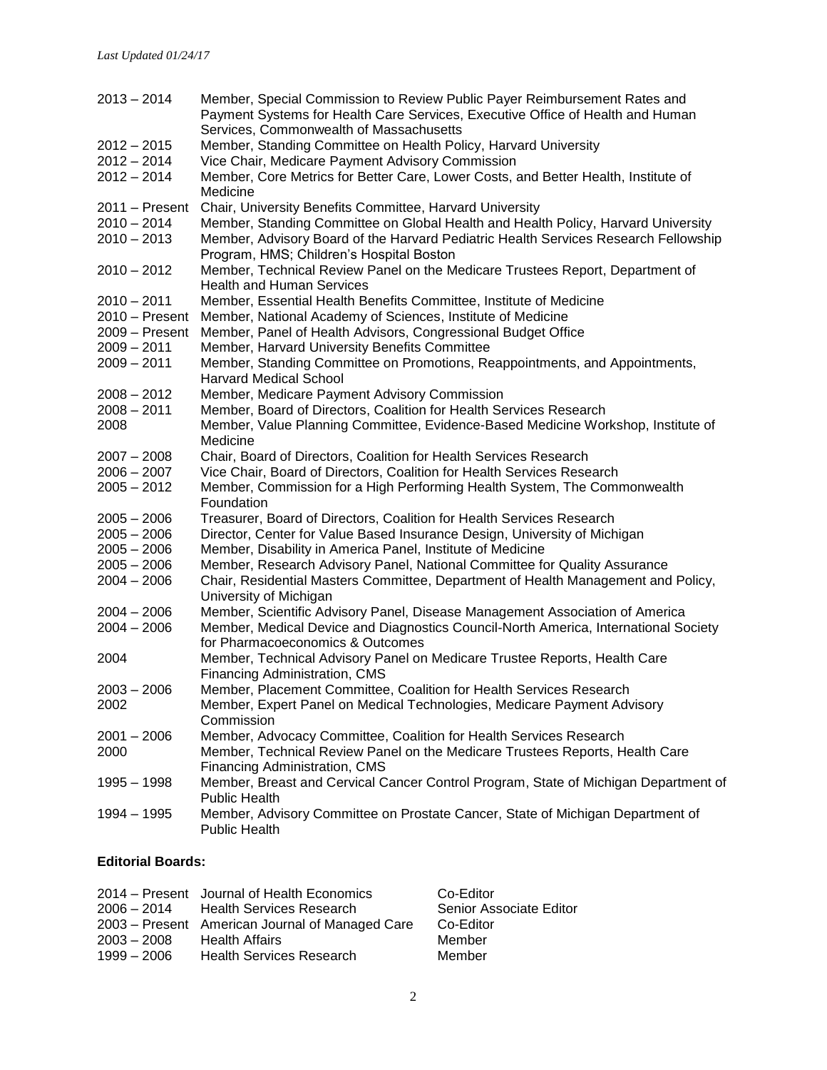| | |
|---|---|
| 2013 – 2014 | Member, Special Commission to Review Public Payer Reimbursement Rates and Payment Systems for Health Care Services, Executive Office of Health and Human Services, Commonwealth of Massachusetts |
| 2012 – 2015 | Member, Standing Committee on Health Policy, Harvard University |
| 2012 – 2014 | Vice Chair, Medicare Payment Advisory Commission |
| 2012 – 2014 | Member, Core Metrics for Better Care, Lower Costs, and Better Health, Institute of Medicine |
| 2011 – Present | Chair, University Benefits Committee, Harvard University |
| 2010 – 2014 | Member, Standing Committee on Global Health and Health Policy, Harvard University |
| 2010 – 2013 | Member, Advisory Board of the Harvard Pediatric Health Services Research Fellowship Program, HMS; Children's Hospital Boston |
| 2010 – 2012 | Member, Technical Review Panel on the Medicare Trustees Report, Department of Health and Human Services |
| 2010 – 2011 | Member, Essential Health Benefits Committee, Institute of Medicine |
| 2010 – Present | Member, National Academy of Sciences, Institute of Medicine |
| 2009 – Present | Member, Panel of Health Advisors, Congressional Budget Office |
| 2009 – 2011 | Member, Harvard University Benefits Committee |
| 2009 – 2011 | Member, Standing Committee on Promotions, Reappointments, and Appointments, Harvard Medical School |
| 2008 – 2012 | Member, Medicare Payment Advisory Commission |
| 2008 – 2011 | Member, Board of Directors, Coalition for Health Services Research |
| 2008 | Member, Value Planning Committee, Evidence-Based Medicine Workshop, Institute of Medicine |
| 2007 – 2008 | Chair, Board of Directors, Coalition for Health Services Research |
| 2006 – 2007 | Vice Chair, Board of Directors, Coalition for Health Services Research |
| 2005 – 2012 | Member, Commission for a High Performing Health System, The Commonwealth Foundation |
| 2005 – 2006 | Treasurer, Board of Directors, Coalition for Health Services Research |
| 2005 – 2006 | Director, Center for Value Based Insurance Design, University of Michigan |
| 2005 – 2006 | Member, Disability in America Panel, Institute of Medicine |
| 2005 – 2006 | Member, Research Advisory Panel, National Committee for Quality Assurance |
| 2004 – 2006 | Chair, Residential Masters Committee, Department of Health Management and Policy, University of Michigan |
| 2004 – 2006 | Member, Scientific Advisory Panel, Disease Management Association of America |
| 2004 – 2006 | Member, Medical Device and Diagnostics Council-North America, International Society for Pharmacoeconomics & Outcomes |
| 2004 | Member, Technical Advisory Panel on Medicare Trustee Reports, Health Care Financing Administration, CMS |
| 2003 – 2006 | Member, Placement Committee, Coalition for Health Services Research |
| 2002 | Member, Expert Panel on Medical Technologies, Medicare Payment Advisory Commission |
| 2001 – 2006 | Member, Advocacy Committee, Coalition for Health Services Research |
| 2000 | Member, Technical Review Panel on the Medicare Trustees Reports, Health Care Financing Administration, CMS |
| 1995 – 1998 | Member, Breast and Cervical Cancer Control Program, State of Michigan Department of Public Health |
| 1994 – 1995 | Member, Advisory Committee on Prostate Cancer, State of Michigan Department of Public Health |

**Editorial Boards:**

| | | |
|---|---|---|
| 2014 – Present | Journal of Health Economics | Co-Editor |
| 2006 – 2014 | Health Services Research | Senior Associate Editor |
| 2003 – Present | American Journal of Managed Care | Co-Editor |
| 2003 – 2008 | Health Affairs | Member |
| 1999 – 2006 | Health Services Research | Member |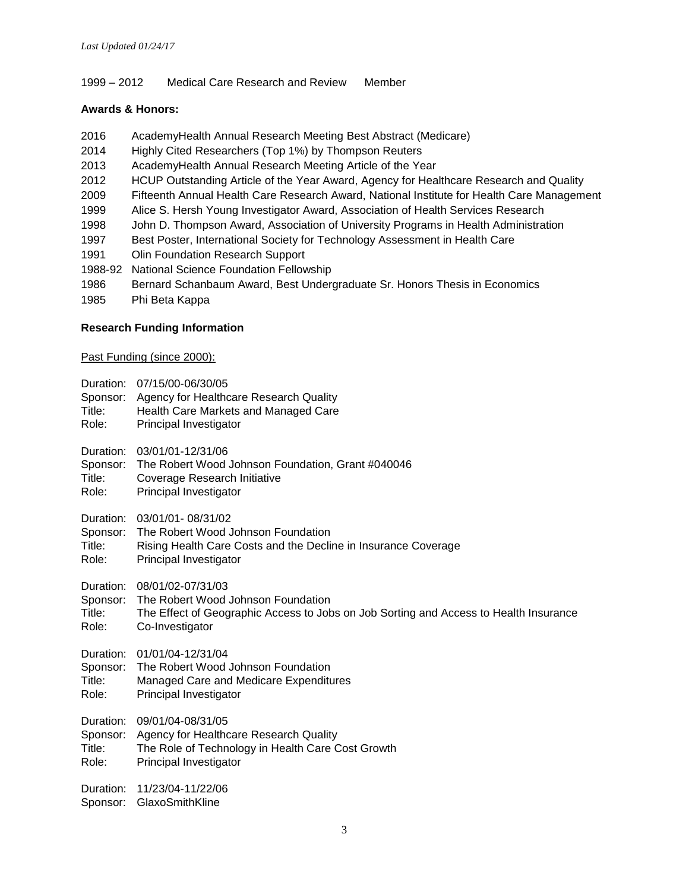*Last Updated 01/24/17*

1999 – 2012  Medical Care Research and Review  Member

**Awards & Honors:**

2016  AcademyHealth Annual Research Meeting Best Abstract (Medicare)
2014  Highly Cited Researchers (Top 1%) by Thompson Reuters
2013  AcademyHealth Annual Research Meeting Article of the Year
2012  HCUP Outstanding Article of the Year Award, Agency for Healthcare Research and Quality
2009  Fifteenth Annual Health Care Research Award, National Institute for Health Care Management
1999  Alice S. Hersh Young Investigator Award, Association of Health Services Research
1998  John D. Thompson Award, Association of University Programs in Health Administration
1997  Best Poster, International Society for Technology Assessment in Health Care
1991  Olin Foundation Research Support
1988-92  National Science Foundation Fellowship
1986  Bernard Schanbaum Award, Best Undergraduate Sr. Honors Thesis in Economics
1985  Phi Beta Kappa

**Research Funding Information**

Past Funding (since 2000):

Duration: 07/15/00-06/30/05
Sponsor: Agency for Healthcare Research Quality
Title: Health Care Markets and Managed Care
Role: Principal Investigator

Duration: 03/01/01-12/31/06
Sponsor: The Robert Wood Johnson Foundation, Grant #040046
Title: Coverage Research Initiative
Role: Principal Investigator

Duration: 03/01/01- 08/31/02
Sponsor: The Robert Wood Johnson Foundation
Title: Rising Health Care Costs and the Decline in Insurance Coverage
Role: Principal Investigator

Duration: 08/01/02-07/31/03
Sponsor: The Robert Wood Johnson Foundation
Title: The Effect of Geographic Access to Jobs on Job Sorting and Access to Health Insurance
Role: Co-Investigator

Duration: 01/01/04-12/31/04
Sponsor: The Robert Wood Johnson Foundation
Title: Managed Care and Medicare Expenditures
Role: Principal Investigator

Duration: 09/01/04-08/31/05
Sponsor: Agency for Healthcare Research Quality
Title: The Role of Technology in Health Care Cost Growth
Role: Principal Investigator

Duration: 11/23/04-11/22/06
Sponsor: GlaxoSmithKline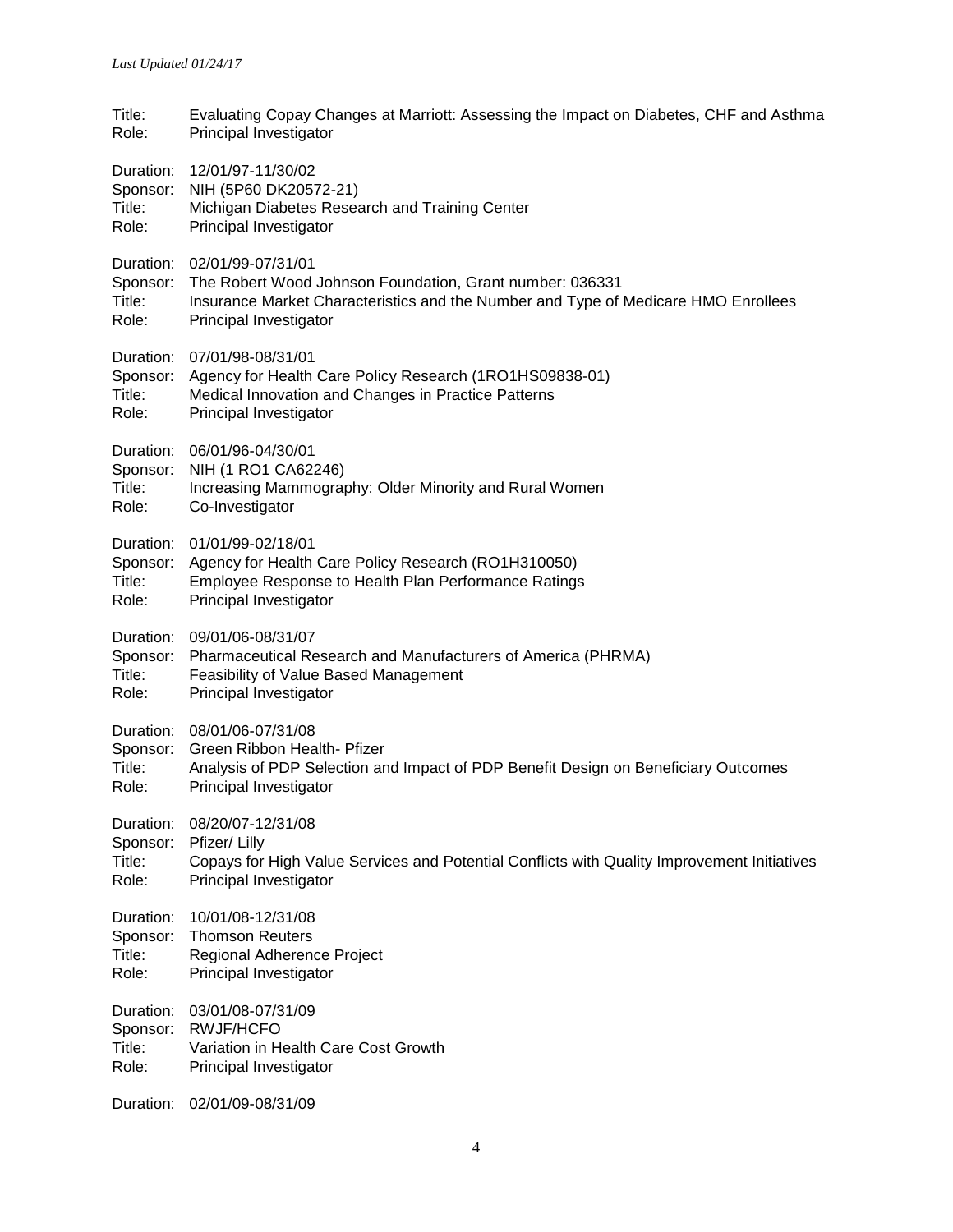Title: Evaluating Copay Changes at Marriott: Assessing the Impact on Diabetes, CHF and Asthma
Role: Principal Investigator

Duration: 12/01/97-11/30/02
Sponsor: NIH (5P60 DK20572-21)
Title: Michigan Diabetes Research and Training Center
Role: Principal Investigator

Duration: 02/01/99-07/31/01
Sponsor: The Robert Wood Johnson Foundation, Grant number: 036331
Title: Insurance Market Characteristics and the Number and Type of Medicare HMO Enrollees
Role: Principal Investigator

Duration: 07/01/98-08/31/01
Sponsor: Agency for Health Care Policy Research (1RO1HS09838-01)
Title: Medical Innovation and Changes in Practice Patterns
Role: Principal Investigator

Duration: 06/01/96-04/30/01
Sponsor: NIH (1 RO1 CA62246)
Title: Increasing Mammography: Older Minority and Rural Women
Role: Co-Investigator

Duration: 01/01/99-02/18/01
Sponsor: Agency for Health Care Policy Research (RO1H310050)
Title: Employee Response to Health Plan Performance Ratings
Role: Principal Investigator

Duration: 09/01/06-08/31/07
Sponsor: Pharmaceutical Research and Manufacturers of America (PHRMA)
Title: Feasibility of Value Based Management
Role: Principal Investigator

Duration: 08/01/06-07/31/08
Sponsor: Green Ribbon Health- Pfizer
Title: Analysis of PDP Selection and Impact of PDP Benefit Design on Beneficiary Outcomes
Role: Principal Investigator

Duration: 08/20/07-12/31/08
Sponsor: Pfizer/ Lilly
Title: Copays for High Value Services and Potential Conflicts with Quality Improvement Initiatives
Role: Principal Investigator

Duration: 10/01/08-12/31/08
Sponsor: Thomson Reuters
Title: Regional Adherence Project
Role: Principal Investigator

Duration: 03/01/08-07/31/09
Sponsor: RWJF/HCFO
Title: Variation in Health Care Cost Growth
Role: Principal Investigator

Duration: 02/01/09-08/31/09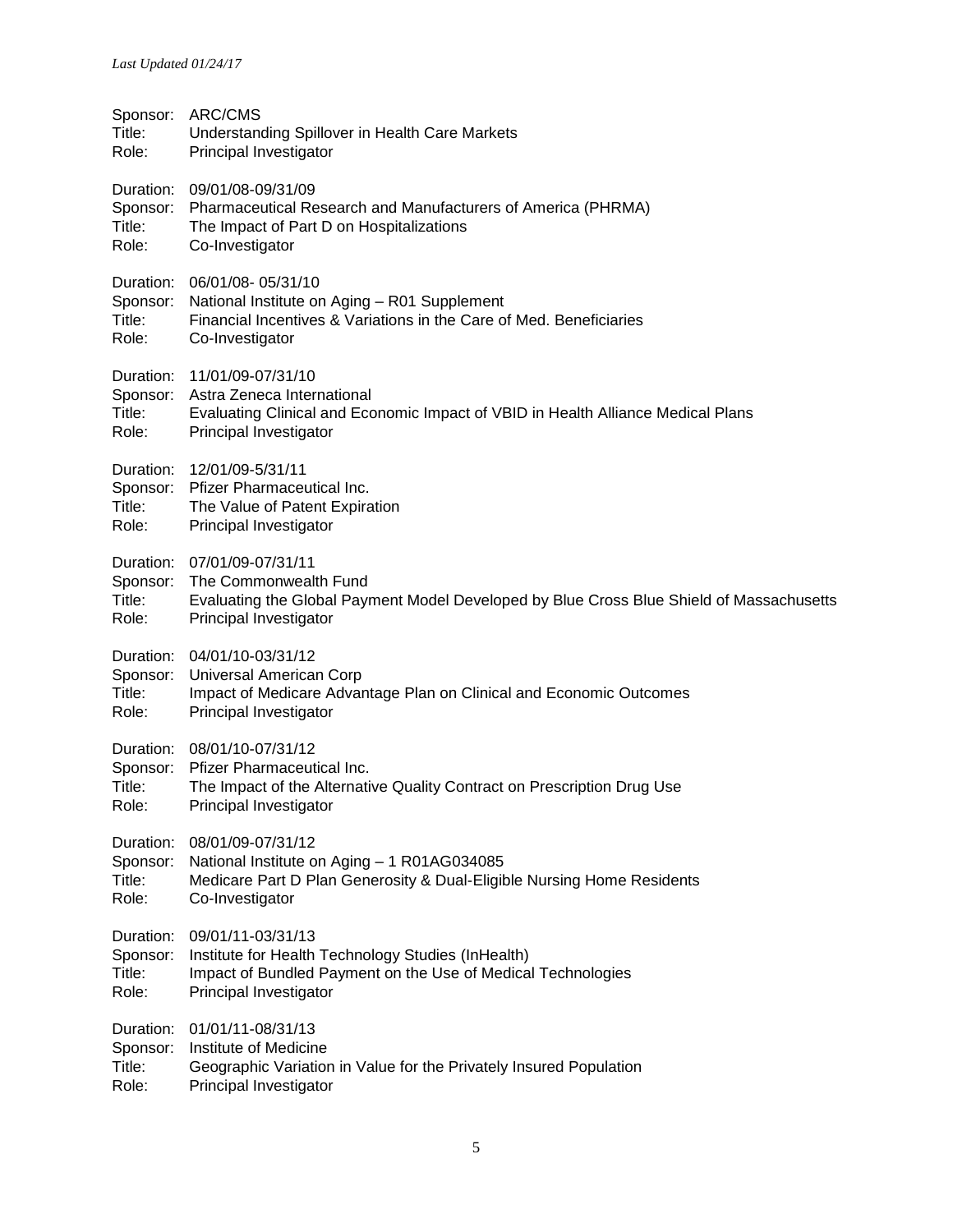Sponsor: ARC/CMS
Title: Understanding Spillover in Health Care Markets
Role: Principal Investigator

Duration: 09/01/08-09/31/09
Sponsor: Pharmaceutical Research and Manufacturers of America (PHRMA)
Title: The Impact of Part D on Hospitalizations
Role: Co-Investigator

Duration: 06/01/08- 05/31/10
Sponsor: National Institute on Aging – R01 Supplement
Title: Financial Incentives & Variations in the Care of Med. Beneficiaries
Role: Co-Investigator

Duration: 11/01/09-07/31/10
Sponsor: Astra Zeneca International
Title: Evaluating Clinical and Economic Impact of VBID in Health Alliance Medical Plans
Role: Principal Investigator

Duration: 12/01/09-5/31/11
Sponsor: Pfizer Pharmaceutical Inc.
Title: The Value of Patent Expiration
Role: Principal Investigator

Duration: 07/01/09-07/31/11
Sponsor: The Commonwealth Fund
Title: Evaluating the Global Payment Model Developed by Blue Cross Blue Shield of Massachusetts
Role: Principal Investigator

Duration: 04/01/10-03/31/12
Sponsor: Universal American Corp
Title: Impact of Medicare Advantage Plan on Clinical and Economic Outcomes
Role: Principal Investigator

Duration: 08/01/10-07/31/12
Sponsor: Pfizer Pharmaceutical Inc.
Title: The Impact of the Alternative Quality Contract on Prescription Drug Use
Role: Principal Investigator

Duration: 08/01/09-07/31/12
Sponsor: National Institute on Aging – 1 R01AG034085
Title: Medicare Part D Plan Generosity & Dual-Eligible Nursing Home Residents
Role: Co-Investigator

Duration: 09/01/11-03/31/13
Sponsor: Institute for Health Technology Studies (InHealth)
Title: Impact of Bundled Payment on the Use of Medical Technologies
Role: Principal Investigator

Duration: 01/01/11-08/31/13
Sponsor: Institute of Medicine
Title: Geographic Variation in Value for the Privately Insured Population
Role: Principal Investigator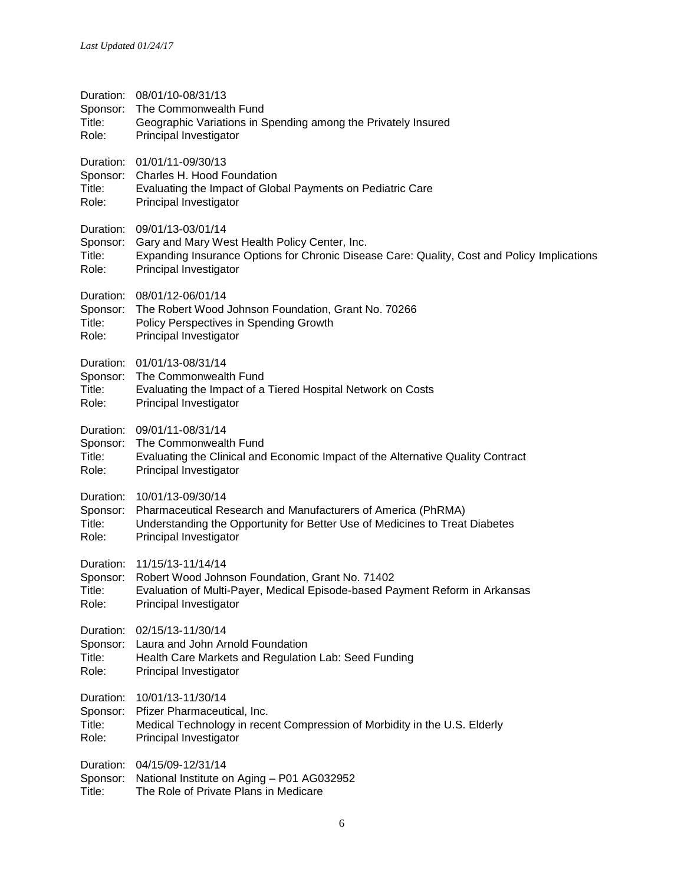Duration: 08/01/10-08/31/13
Sponsor: The Commonwealth Fund
Title: Geographic Variations in Spending among the Privately Insured
Role: Principal Investigator

Duration: 01/01/11-09/30/13
Sponsor: Charles H. Hood Foundation
Title: Evaluating the Impact of Global Payments on Pediatric Care
Role: Principal Investigator

Duration: 09/01/13-03/01/14
Sponsor: Gary and Mary West Health Policy Center, Inc.
Title: Expanding Insurance Options for Chronic Disease Care: Quality, Cost and Policy Implications
Role: Principal Investigator

Duration: 08/01/12-06/01/14
Sponsor: The Robert Wood Johnson Foundation, Grant No. 70266
Title: Policy Perspectives in Spending Growth
Role: Principal Investigator

Duration: 01/01/13-08/31/14
Sponsor: The Commonwealth Fund
Title: Evaluating the Impact of a Tiered Hospital Network on Costs
Role: Principal Investigator

Duration: 09/01/11-08/31/14
Sponsor: The Commonwealth Fund
Title: Evaluating the Clinical and Economic Impact of the Alternative Quality Contract
Role: Principal Investigator

Duration: 10/01/13-09/30/14
Sponsor: Pharmaceutical Research and Manufacturers of America (PhRMA)
Title: Understanding the Opportunity for Better Use of Medicines to Treat Diabetes
Role: Principal Investigator

Duration: 11/15/13-11/14/14
Sponsor: Robert Wood Johnson Foundation, Grant No. 71402
Title: Evaluation of Multi-Payer, Medical Episode-based Payment Reform in Arkansas
Role: Principal Investigator

Duration: 02/15/13-11/30/14
Sponsor: Laura and John Arnold Foundation
Title: Health Care Markets and Regulation Lab: Seed Funding
Role: Principal Investigator

Duration: 10/01/13-11/30/14
Sponsor: Pfizer Pharmaceutical, Inc.
Title: Medical Technology in recent Compression of Morbidity in the U.S. Elderly
Role: Principal Investigator

Duration: 04/15/09-12/31/14
Sponsor: National Institute on Aging – P01 AG032952
Title: The Role of Private Plans in Medicare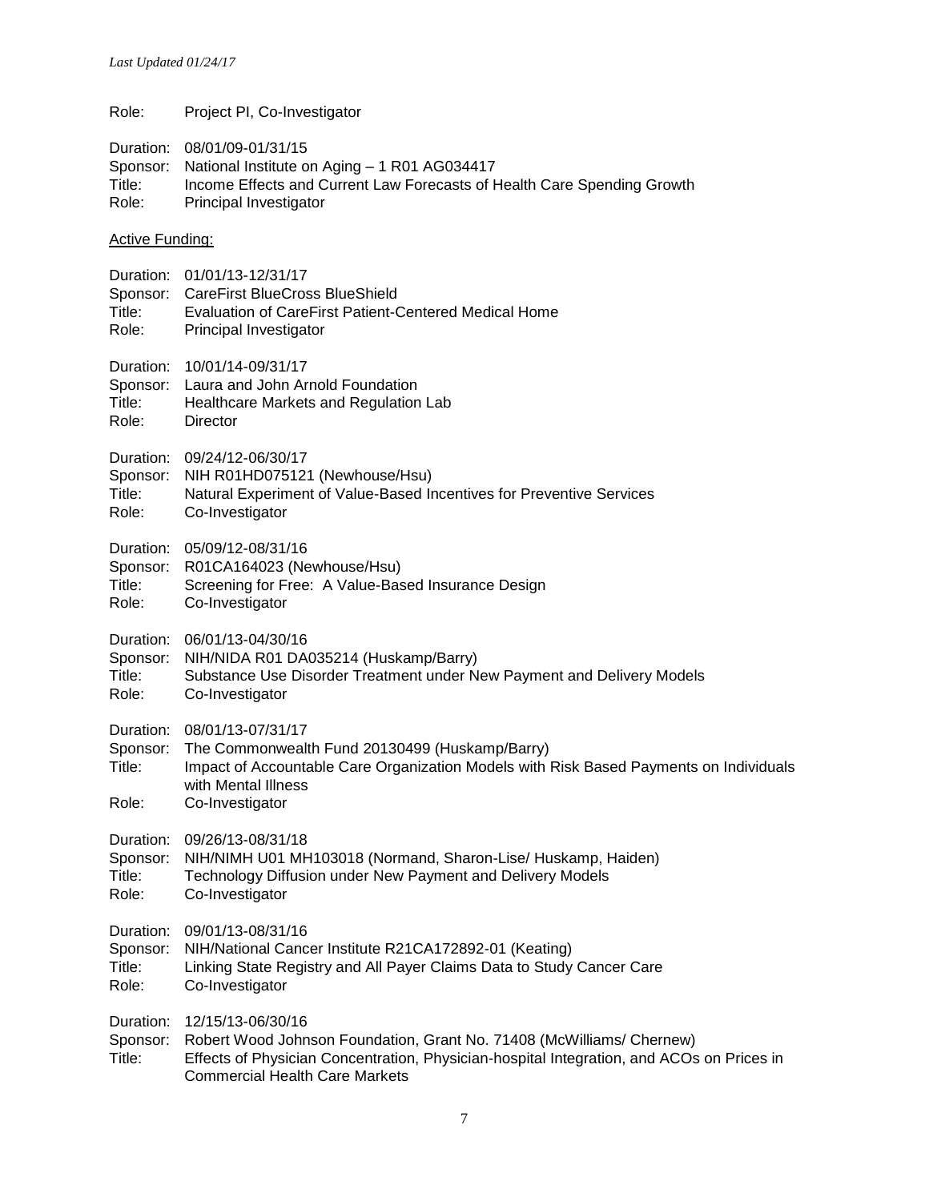Role: Project PI, Co-Investigator

Duration: 08/01/09-01/31/15
Sponsor: National Institute on Aging – 1 R01 AG034417
Title: Income Effects and Current Law Forecasts of Health Care Spending Growth
Role: Principal Investigator

<u>Active Funding:</u>

Duration: 01/01/13-12/31/17
Sponsor: CareFirst BlueCross BlueShield
Title: Evaluation of CareFirst Patient-Centered Medical Home
Role: Principal Investigator

Duration: 10/01/14-09/31/17
Sponsor: Laura and John Arnold Foundation
Title: Healthcare Markets and Regulation Lab
Role: Director

Duration: 09/24/12-06/30/17
Sponsor: NIH R01HD075121 (Newhouse/Hsu)
Title: Natural Experiment of Value-Based Incentives for Preventive Services
Role: Co-Investigator

Duration: 05/09/12-08/31/16
Sponsor: R01CA164023 (Newhouse/Hsu)
Title: Screening for Free: A Value-Based Insurance Design
Role: Co-Investigator

Duration: 06/01/13-04/30/16
Sponsor: NIH/NIDA R01 DA035214 (Huskamp/Barry)
Title: Substance Use Disorder Treatment under New Payment and Delivery Models
Role: Co-Investigator

Duration: 08/01/13-07/31/17
Sponsor: The Commonwealth Fund 20130499 (Huskamp/Barry)
Title: Impact of Accountable Care Organization Models with Risk Based Payments on Individuals with Mental Illness
Role: Co-Investigator

Duration: 09/26/13-08/31/18
Sponsor: NIH/NIMH U01 MH103018 (Normand, Sharon-Lise/ Huskamp, Haiden)
Title: Technology Diffusion under New Payment and Delivery Models
Role: Co-Investigator

Duration: 09/01/13-08/31/16
Sponsor: NIH/National Cancer Institute R21CA172892-01 (Keating)
Title: Linking State Registry and All Payer Claims Data to Study Cancer Care
Role: Co-Investigator

Duration: 12/15/13-06/30/16
Sponsor: Robert Wood Johnson Foundation, Grant No. 71408 (McWilliams/ Chernew)
Title: Effects of Physician Concentration, Physician-hospital Integration, and ACOs on Prices in Commercial Health Care Markets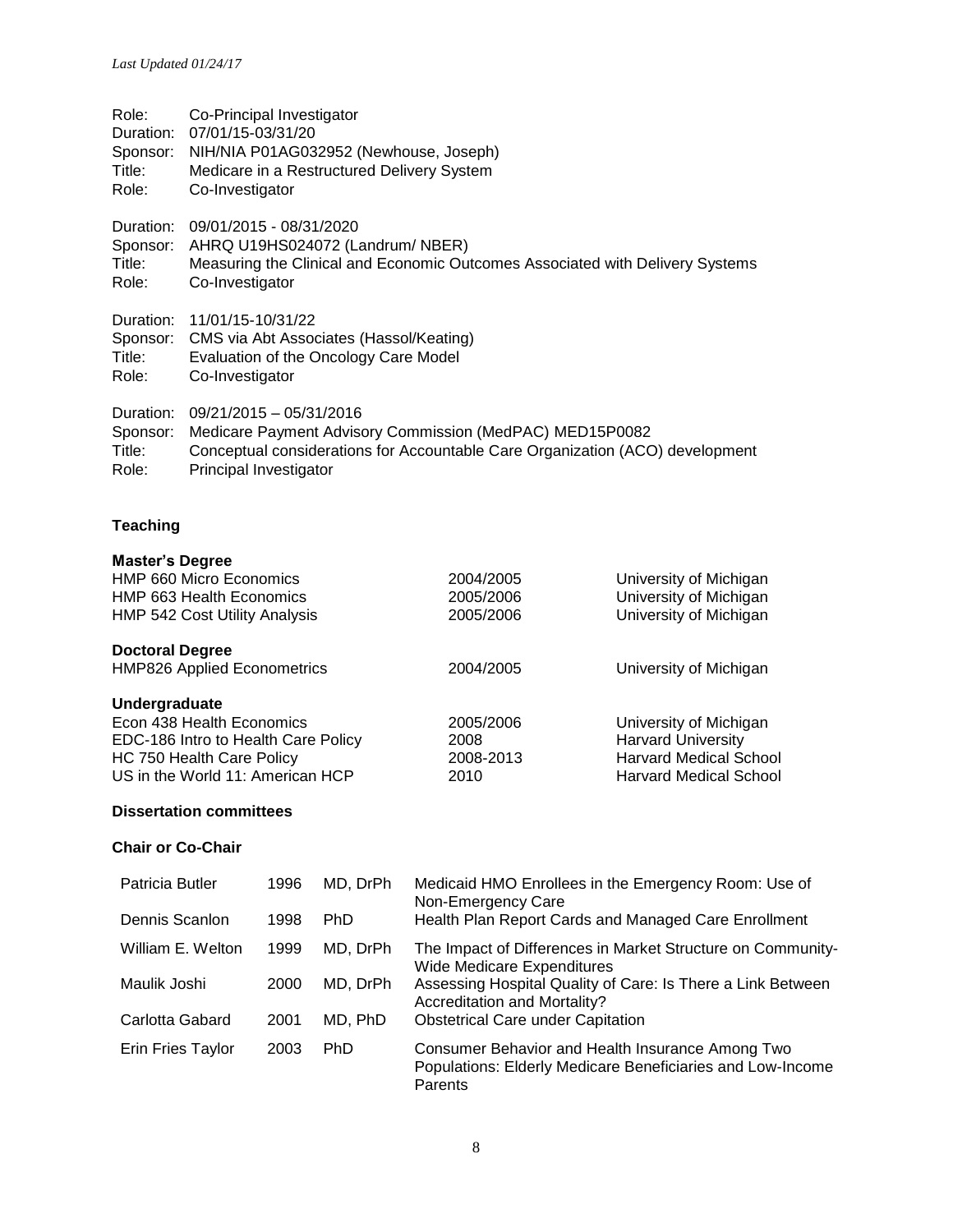Role: Co-Principal Investigator
Duration: 07/01/15-03/31/20
Sponsor: NIH/NIA P01AG032952 (Newhouse, Joseph)
Title: Medicare in a Restructured Delivery System
Role: Co-Investigator

Duration: 09/01/2015 - 08/31/2020
Sponsor: AHRQ U19HS024072 (Landrum/ NBER)
Title: Measuring the Clinical and Economic Outcomes Associated with Delivery Systems
Role: Co-Investigator

Duration: 11/01/15-10/31/22
Sponsor: CMS via Abt Associates (Hassol/Keating)
Title: Evaluation of the Oncology Care Model
Role: Co-Investigator

Duration: 09/21/2015 – 05/31/2016
Sponsor: Medicare Payment Advisory Commission (MedPAC) MED15P0082
Title: Conceptual considerations for Accountable Care Organization (ACO) development
Role: Principal Investigator

## Teaching

**Master's Degree**

| | | |
|---|---|---|
| HMP 660 Micro Economics | 2004/2005 | University of Michigan |
| HMP 663 Health Economics | 2005/2006 | University of Michigan |
| HMP 542 Cost Utility Analysis | 2005/2006 | University of Michigan |

**Doctoral Degree**

| | | |
|---|---|---|
| HMP826 Applied Econometrics | 2004/2005 | University of Michigan |

**Undergraduate**

| | | |
|---|---|---|
| Econ 438 Health Economics | 2005/2006 | University of Michigan |
| EDC-186 Intro to Health Care Policy | 2008 | Harvard University |
| HC 750 Health Care Policy | 2008-2013 | Harvard Medical School |
| US in the World 11: American HCP | 2010 | Harvard Medical School |

### Dissertation committees

**Chair or Co-Chair**

| | | | |
|---|---|---|---|
| Patricia Butler | 1996 | MD, DrPh | Medicaid HMO Enrollees in the Emergency Room: Use of Non-Emergency Care |
| Dennis Scanlon | 1998 | PhD | Health Plan Report Cards and Managed Care Enrollment |
| William E. Welton | 1999 | MD, DrPh | The Impact of Differences in Market Structure on Community-Wide Medicare Expenditures |
| Maulik Joshi | 2000 | MD, DrPh | Assessing Hospital Quality of Care: Is There a Link Between Accreditation and Mortality? |
| Carlotta Gabard | 2001 | MD, PhD | Obstetrical Care under Capitation |
| Erin Fries Taylor | 2003 | PhD | Consumer Behavior and Health Insurance Among Two Populations: Elderly Medicare Beneficiaries and Low-Income Parents |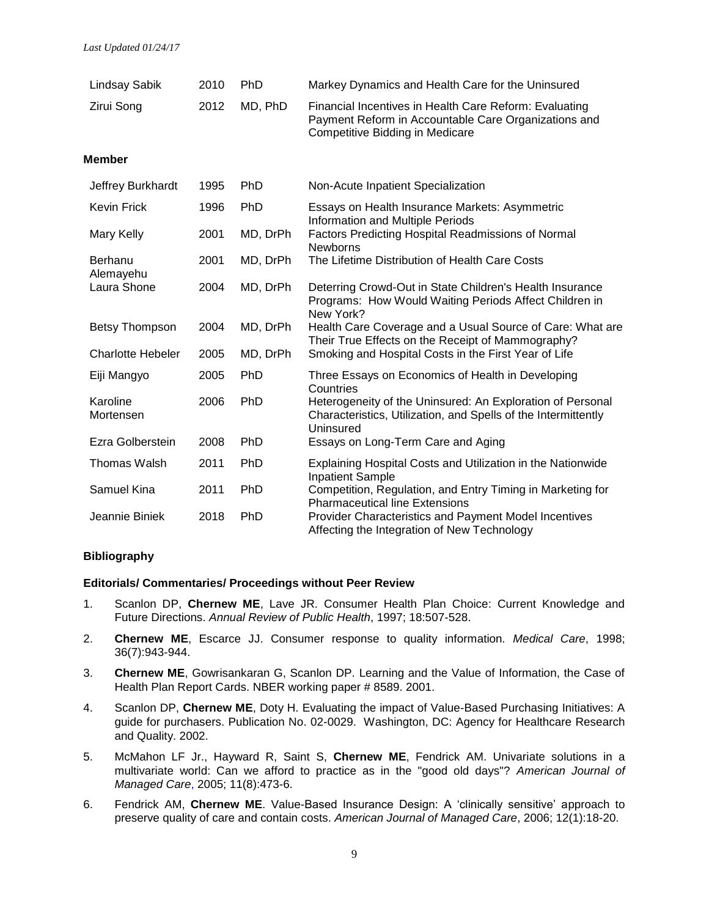| | | | |
|---|---|---|---|
| Lindsay Sabik | 2010 | PhD | Markey Dynamics and Health Care for the Uninsured |
| Zirui Song | 2012 | MD, PhD | Financial Incentives in Health Care Reform: Evaluating Payment Reform in Accountable Care Organizations and Competitive Bidding in Medicare |

**Member**

| | | | |
|---|---|---|---|
| Jeffrey Burkhardt | 1995 | PhD | Non-Acute Inpatient Specialization |
| Kevin Frick | 1996 | PhD | Essays on Health Insurance Markets: Asymmetric Information and Multiple Periods |
| Mary Kelly | 2001 | MD, DrPh | Factors Predicting Hospital Readmissions of Normal Newborns |
| Berhanu Alemayehu | 2001 | MD, DrPh | The Lifetime Distribution of Health Care Costs |
| Laura Shone | 2004 | MD, DrPh | Deterring Crowd-Out in State Children's Health Insurance Programs: How Would Waiting Periods Affect Children in New York? |
| Betsy Thompson | 2004 | MD, DrPh | Health Care Coverage and a Usual Source of Care: What are Their True Effects on the Receipt of Mammography? |
| Charlotte Hebeler | 2005 | MD, DrPh | Smoking and Hospital Costs in the First Year of Life |
| Eiji Mangyo | 2005 | PhD | Three Essays on Economics of Health in Developing Countries |
| Karoline Mortensen | 2006 | PhD | Heterogeneity of the Uninsured: An Exploration of Personal Characteristics, Utilization, and Spells of the Intermittently Uninsured |
| Ezra Golberstein | 2008 | PhD | Essays on Long-Term Care and Aging |
| Thomas Walsh | 2011 | PhD | Explaining Hospital Costs and Utilization in the Nationwide Inpatient Sample |
| Samuel Kina | 2011 | PhD | Competition, Regulation, and Entry Timing in Marketing for Pharmaceutical line Extensions |
| Jeannie Biniek | 2018 | PhD | Provider Characteristics and Payment Model Incentives Affecting the Integration of New Technology |

## Bibliography

### Editorials/ Commentaries/ Proceedings without Peer Review

1. Scanlon DP, **Chernew ME**, Lave JR. Consumer Health Plan Choice: Current Knowledge and Future Directions. *Annual Review of Public Health*, 1997; 18:507-528.

2. **Chernew ME**, Escarce JJ. Consumer response to quality information. *Medical Care*, 1998; 36(7):943-944.

3. **Chernew ME**, Gowrisankaran G, Scanlon DP. Learning and the Value of Information, the Case of Health Plan Report Cards. NBER working paper # 8589. 2001.

4. Scanlon DP, **Chernew ME**, Doty H. Evaluating the impact of Value-Based Purchasing Initiatives: A guide for purchasers. Publication No. 02-0029. Washington, DC: Agency for Healthcare Research and Quality. 2002.

5. McMahon LF Jr., Hayward R, Saint S, **Chernew ME**, Fendrick AM. Univariate solutions in a multivariate world: Can we afford to practice as in the "good old days"? *American Journal of Managed Care*, 2005; 11(8):473-6.

6. Fendrick AM, **Chernew ME**. Value-Based Insurance Design: A 'clinically sensitive' approach to preserve quality of care and contain costs. *American Journal of Managed Care*, 2006; 12(1):18-20.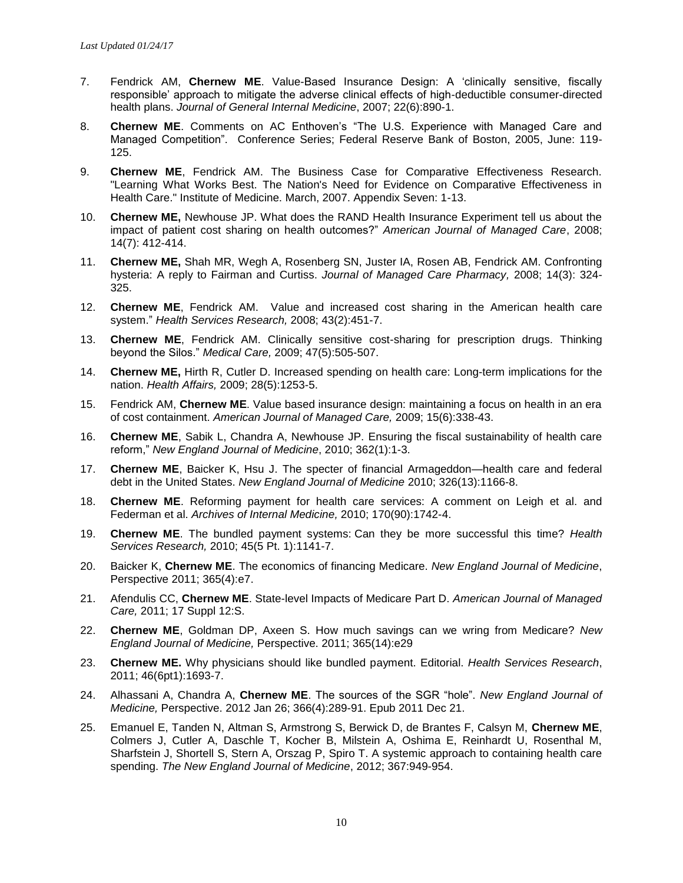7. Fendrick AM, **Chernew ME**. Value-Based Insurance Design: A 'clinically sensitive, fiscally responsible' approach to mitigate the adverse clinical effects of high-deductible consumer-directed health plans. *Journal of General Internal Medicine*, 2007; 22(6):890-1.

8. **Chernew ME**. Comments on AC Enthoven's "The U.S. Experience with Managed Care and Managed Competition". Conference Series; Federal Reserve Bank of Boston, 2005, June: 119-125.

9. **Chernew ME**, Fendrick AM. The Business Case for Comparative Effectiveness Research. "Learning What Works Best. The Nation's Need for Evidence on Comparative Effectiveness in Health Care." Institute of Medicine. March, 2007. Appendix Seven: 1-13.

10. **Chernew ME,** Newhouse JP. What does the RAND Health Insurance Experiment tell us about the impact of patient cost sharing on health outcomes?" *American Journal of Managed Care*, 2008; 14(7): 412-414.

11. **Chernew ME,** Shah MR, Wegh A, Rosenberg SN, Juster IA, Rosen AB, Fendrick AM. Confronting hysteria: A reply to Fairman and Curtiss. *Journal of Managed Care Pharmacy,* 2008; 14(3): 324-325.

12. **Chernew ME**, Fendrick AM. Value and increased cost sharing in the American health care system." *Health Services Research,* 2008; 43(2):451-7.

13. **Chernew ME**, Fendrick AM. Clinically sensitive cost-sharing for prescription drugs. Thinking beyond the Silos." *Medical Care,* 2009; 47(5):505-507.

14. **Chernew ME,** Hirth R, Cutler D. Increased spending on health care: Long-term implications for the nation. *Health Affairs,* 2009; 28(5):1253-5.

15. Fendrick AM, **Chernew ME**. Value based insurance design: maintaining a focus on health in an era of cost containment. *American Journal of Managed Care,* 2009; 15(6):338-43.

16. **Chernew ME**, Sabik L, Chandra A, Newhouse JP. Ensuring the fiscal sustainability of health care reform," *New England Journal of Medicine*, 2010; 362(1):1-3.

17. **Chernew ME**, Baicker K, Hsu J. The specter of financial Armageddon—health care and federal debt in the United States. *New England Journal of Medicine* 2010; 326(13):1166-8.

18. **Chernew ME**. Reforming payment for health care services: A comment on Leigh et al. and Federman et al. *Archives of Internal Medicine,* 2010; 170(90):1742-4.

19. **Chernew ME**. The bundled payment systems: Can they be more successful this time? *Health Services Research,* 2010; 45(5 Pt. 1):1141-7.

20. Baicker K, **Chernew ME**. The economics of financing Medicare. *New England Journal of Medicine*, Perspective 2011; 365(4):e7.

21. Afendulis CC, **Chernew ME**. State-level Impacts of Medicare Part D. *American Journal of Managed Care,* 2011; 17 Suppl 12:S.

22. **Chernew ME**, Goldman DP, Axeen S. How much savings can we wring from Medicare? *New England Journal of Medicine,* Perspective. 2011; 365(14):e29

23. **Chernew ME.** Why physicians should like bundled payment. Editorial. *Health Services Research*, 2011; 46(6pt1):1693-7.

24. Alhassani A, Chandra A, **Chernew ME**. The sources of the SGR "hole". *New England Journal of Medicine,* Perspective. 2012 Jan 26; 366(4):289-91. Epub 2011 Dec 21.

25. Emanuel E, Tanden N, Altman S, Armstrong S, Berwick D, de Brantes F, Calsyn M, **Chernew ME**, Colmers J, Cutler A, Daschle T, Kocher B, Milstein A, Oshima E, Reinhardt U, Rosenthal M, Sharfstein J, Shortell S, Stern A, Orszag P, Spiro T. A systemic approach to containing health care spending. *The New England Journal of Medicine*, 2012; 367:949-954.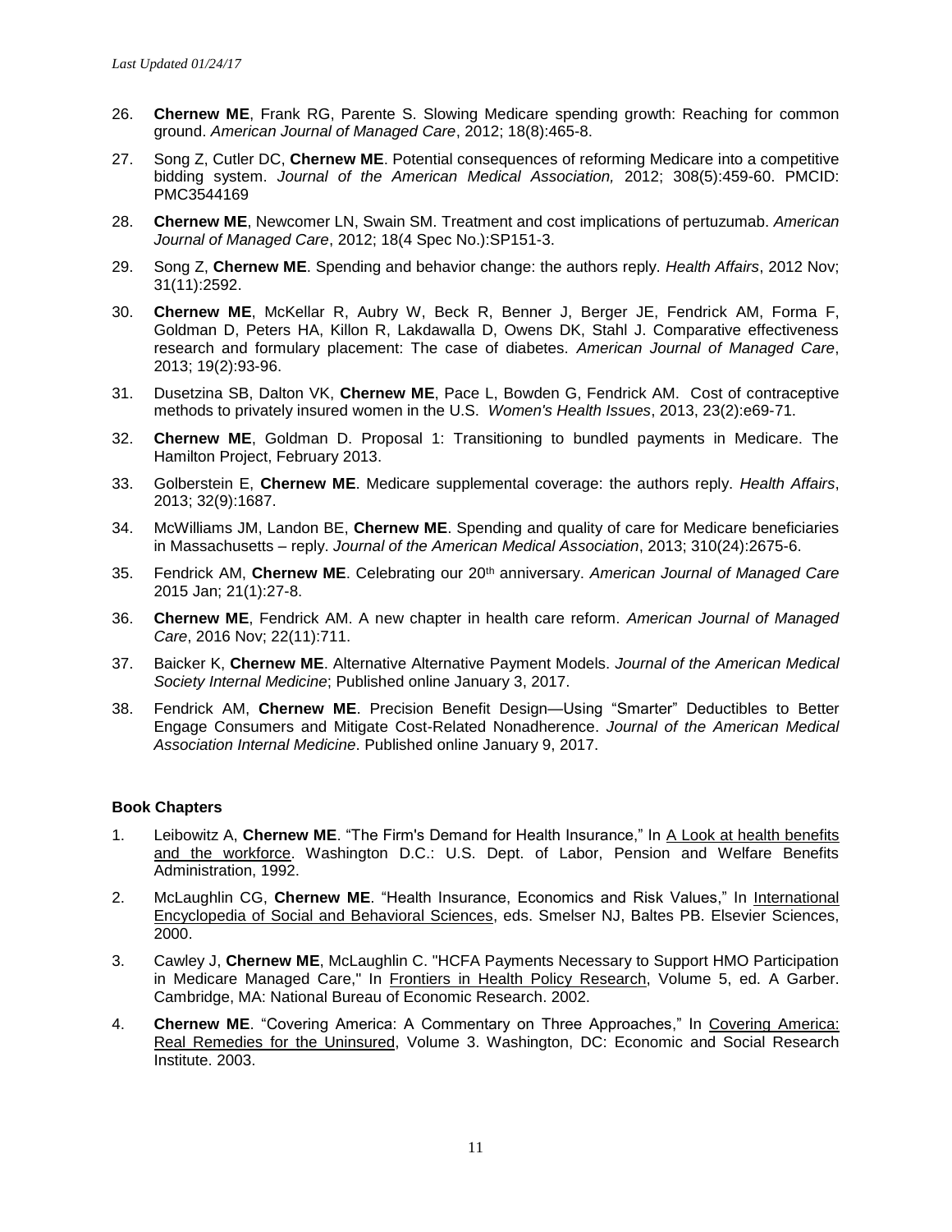26. **Chernew ME**, Frank RG, Parente S. Slowing Medicare spending growth: Reaching for common ground. *American Journal of Managed Care*, 2012; 18(8):465-8.

27. Song Z, Cutler DC, **Chernew ME**. Potential consequences of reforming Medicare into a competitive bidding system. *Journal of the American Medical Association,* 2012; 308(5):459-60. PMCID: PMC3544169

28. **Chernew ME**, Newcomer LN, Swain SM. Treatment and cost implications of pertuzumab. *American Journal of Managed Care*, 2012; 18(4 Spec No.):SP151-3.

29. Song Z, **Chernew ME**. Spending and behavior change: the authors reply. *Health Affairs*, 2012 Nov; 31(11):2592.

30. **Chernew ME**, McKellar R, Aubry W, Beck R, Benner J, Berger JE, Fendrick AM, Forma F, Goldman D, Peters HA, Killon R, Lakdawalla D, Owens DK, Stahl J. Comparative effectiveness research and formulary placement: The case of diabetes. *American Journal of Managed Care*, 2013; 19(2):93-96.

31. Dusetzina SB, Dalton VK, **Chernew ME**, Pace L, Bowden G, Fendrick AM. Cost of contraceptive methods to privately insured women in the U.S. *Women's Health Issues*, 2013, 23(2):e69-71.

32. **Chernew ME**, Goldman D. Proposal 1: Transitioning to bundled payments in Medicare. The Hamilton Project, February 2013.

33. Golberstein E, **Chernew ME**. Medicare supplemental coverage: the authors reply. *Health Affairs*, 2013; 32(9):1687.

34. McWilliams JM, Landon BE, **Chernew ME**. Spending and quality of care for Medicare beneficiaries in Massachusetts – reply. *Journal of the American Medical Association*, 2013; 310(24):2675-6.

35. Fendrick AM, **Chernew ME**. Celebrating our 20th anniversary. *American Journal of Managed Care* 2015 Jan; 21(1):27-8.

36. **Chernew ME**, Fendrick AM. A new chapter in health care reform. *American Journal of Managed Care*, 2016 Nov; 22(11):711.

37. Baicker K, **Chernew ME**. Alternative Alternative Payment Models. *Journal of the American Medical Society Internal Medicine*; Published online January 3, 2017.

38. Fendrick AM, **Chernew ME**. Precision Benefit Design—Using "Smarter" Deductibles to Better Engage Consumers and Mitigate Cost-Related Nonadherence. *Journal of the American Medical Association Internal Medicine*. Published online January 9, 2017.

### Book Chapters

1. Leibowitz A, **Chernew ME**. "The Firm's Demand for Health Insurance," In A Look at health benefits and the workforce. Washington D.C.: U.S. Dept. of Labor, Pension and Welfare Benefits Administration, 1992.

2. McLaughlin CG, **Chernew ME**. "Health Insurance, Economics and Risk Values," In International Encyclopedia of Social and Behavioral Sciences, eds. Smelser NJ, Baltes PB. Elsevier Sciences, 2000.

3. Cawley J, **Chernew ME**, McLaughlin C. "HCFA Payments Necessary to Support HMO Participation in Medicare Managed Care," In Frontiers in Health Policy Research, Volume 5, ed. A Garber. Cambridge, MA: National Bureau of Economic Research. 2002.

4. **Chernew ME**. "Covering America: A Commentary on Three Approaches," In Covering America: Real Remedies for the Uninsured, Volume 3. Washington, DC: Economic and Social Research Institute. 2003.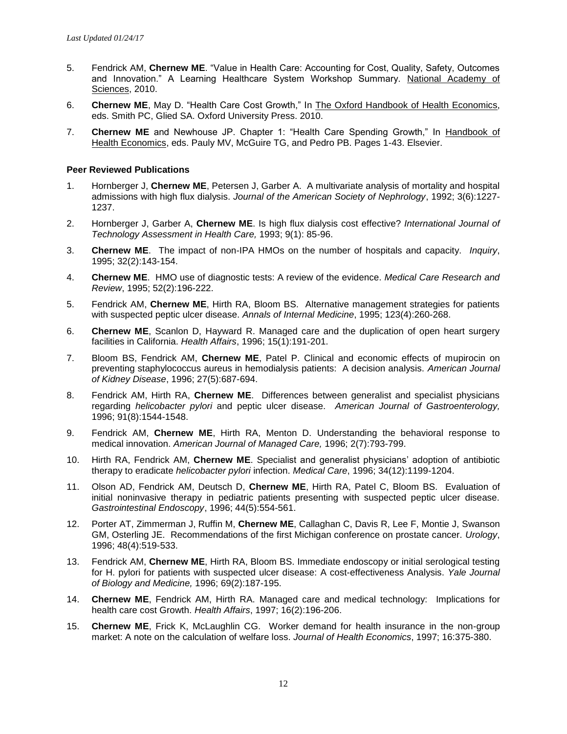5. Fendrick AM, **Chernew ME**. "Value in Health Care: Accounting for Cost, Quality, Safety, Outcomes and Innovation." A Learning Healthcare System Workshop Summary. National Academy of Sciences, 2010.

6. **Chernew ME**, May D. "Health Care Cost Growth," In The Oxford Handbook of Health Economics, eds. Smith PC, Glied SA. Oxford University Press. 2010.

7. **Chernew ME** and Newhouse JP. Chapter 1: "Health Care Spending Growth," In Handbook of Health Economics, eds. Pauly MV, McGuire TG, and Pedro PB. Pages 1-43. Elsevier.

**Peer Reviewed Publications**

1. Hornberger J, **Chernew ME**, Petersen J, Garber A. A multivariate analysis of mortality and hospital admissions with high flux dialysis. *Journal of the American Society of Nephrology*, 1992; 3(6):1227-1237.

2. Hornberger J, Garber A, **Chernew ME**. Is high flux dialysis cost effective? *International Journal of Technology Assessment in Health Care,* 1993; 9(1): 85-96.

3. **Chernew ME**. The impact of non-IPA HMOs on the number of hospitals and capacity. *Inquiry*, 1995; 32(2):143-154.

4. **Chernew ME**. HMO use of diagnostic tests: A review of the evidence. *Medical Care Research and Review*, 1995; 52(2):196-222.

5. Fendrick AM, **Chernew ME**, Hirth RA, Bloom BS. Alternative management strategies for patients with suspected peptic ulcer disease. *Annals of Internal Medicine*, 1995; 123(4):260-268.

6. **Chernew ME**, Scanlon D, Hayward R. Managed care and the duplication of open heart surgery facilities in California. *Health Affairs*, 1996; 15(1):191-201.

7. Bloom BS, Fendrick AM, **Chernew ME**, Patel P. Clinical and economic effects of mupirocin on preventing staphylococcus aureus in hemodialysis patients: A decision analysis. *American Journal of Kidney Disease*, 1996; 27(5):687-694.

8. Fendrick AM, Hirth RA, **Chernew ME**. Differences between generalist and specialist physicians regarding *helicobacter pylori* and peptic ulcer disease. *American Journal of Gastroenterology,* 1996; 91(8):1544-1548.

9. Fendrick AM, **Chernew ME**, Hirth RA, Menton D. Understanding the behavioral response to medical innovation. *American Journal of Managed Care,* 1996; 2(7):793-799.

10. Hirth RA, Fendrick AM, **Chernew ME**. Specialist and generalist physicians' adoption of antibiotic therapy to eradicate *helicobacter pylori* infection. *Medical Care*, 1996; 34(12):1199-1204.

11. Olson AD, Fendrick AM, Deutsch D, **Chernew ME**, Hirth RA, Patel C, Bloom BS. Evaluation of initial noninvasive therapy in pediatric patients presenting with suspected peptic ulcer disease. *Gastrointestinal Endoscopy*, 1996; 44(5):554-561.

12. Porter AT, Zimmerman J, Ruffin M, **Chernew ME**, Callaghan C, Davis R, Lee F, Montie J, Swanson GM, Osterling JE. Recommendations of the first Michigan conference on prostate cancer. *Urology*, 1996; 48(4):519-533.

13. Fendrick AM, **Chernew ME**, Hirth RA, Bloom BS. Immediate endoscopy or initial serological testing for H. pylori for patients with suspected ulcer disease: A cost-effectiveness Analysis. *Yale Journal of Biology and Medicine,* 1996; 69(2):187-195.

14. **Chernew ME**, Fendrick AM, Hirth RA. Managed care and medical technology: Implications for health care cost Growth. *Health Affairs*, 1997; 16(2):196-206.

15. **Chernew ME**, Frick K, McLaughlin CG. Worker demand for health insurance in the non-group market: A note on the calculation of welfare loss. *Journal of Health Economics*, 1997; 16:375-380.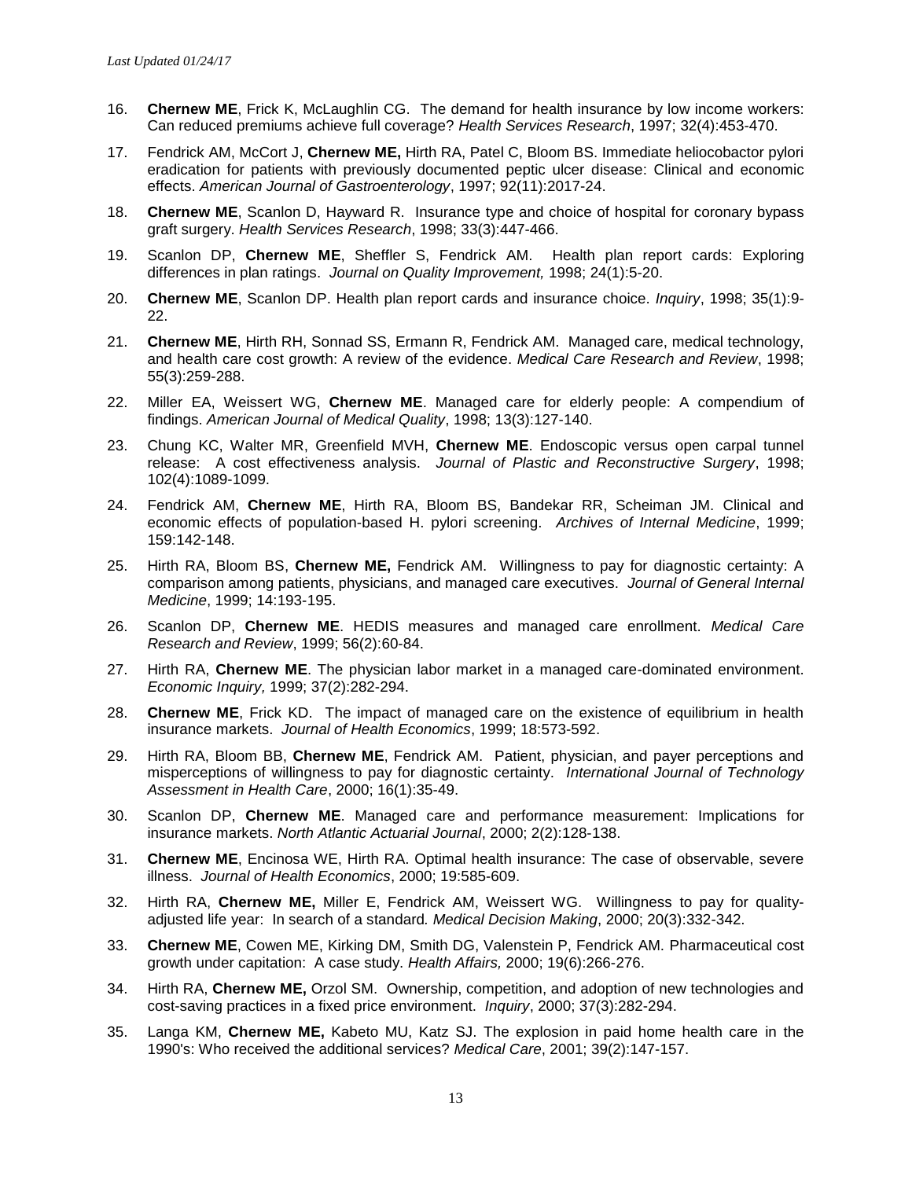16. **Chernew ME**, Frick K, McLaughlin CG. The demand for health insurance by low income workers: Can reduced premiums achieve full coverage? *Health Services Research*, 1997; 32(4):453-470.

17. Fendrick AM, McCort J, **Chernew ME,** Hirth RA, Patel C, Bloom BS. Immediate heliocobactor pylori eradication for patients with previously documented peptic ulcer disease: Clinical and economic effects. *American Journal of Gastroenterology*, 1997; 92(11):2017-24.

18. **Chernew ME**, Scanlon D, Hayward R. Insurance type and choice of hospital for coronary bypass graft surgery. *Health Services Research*, 1998; 33(3):447-466.

19. Scanlon DP, **Chernew ME**, Sheffler S, Fendrick AM. Health plan report cards: Exploring differences in plan ratings. *Journal on Quality Improvement,* 1998; 24(1):5-20.

20. **Chernew ME**, Scanlon DP. Health plan report cards and insurance choice. *Inquiry*, 1998; 35(1):9-22.

21. **Chernew ME**, Hirth RH, Sonnad SS, Ermann R, Fendrick AM. Managed care, medical technology, and health care cost growth: A review of the evidence. *Medical Care Research and Review*, 1998; 55(3):259-288.

22. Miller EA, Weissert WG, **Chernew ME**. Managed care for elderly people: A compendium of findings. *American Journal of Medical Quality*, 1998; 13(3):127-140.

23. Chung KC, Walter MR, Greenfield MVH, **Chernew ME**. Endoscopic versus open carpal tunnel release: A cost effectiveness analysis. *Journal of Plastic and Reconstructive Surgery*, 1998; 102(4):1089-1099.

24. Fendrick AM, **Chernew ME**, Hirth RA, Bloom BS, Bandekar RR, Scheiman JM. Clinical and economic effects of population-based H. pylori screening. *Archives of Internal Medicine*, 1999; 159:142-148.

25. Hirth RA, Bloom BS, **Chernew ME,** Fendrick AM. Willingness to pay for diagnostic certainty: A comparison among patients, physicians, and managed care executives. *Journal of General Internal Medicine*, 1999; 14:193-195.

26. Scanlon DP, **Chernew ME**. HEDIS measures and managed care enrollment. *Medical Care Research and Review*, 1999; 56(2):60-84.

27. Hirth RA, **Chernew ME**. The physician labor market in a managed care-dominated environment. *Economic Inquiry,* 1999; 37(2):282-294.

28. **Chernew ME**, Frick KD. The impact of managed care on the existence of equilibrium in health insurance markets. *Journal of Health Economics*, 1999; 18:573-592.

29. Hirth RA, Bloom BB, **Chernew ME**, Fendrick AM. Patient, physician, and payer perceptions and misperceptions of willingness to pay for diagnostic certainty. *International Journal of Technology Assessment in Health Care*, 2000; 16(1):35-49.

30. Scanlon DP, **Chernew ME**. Managed care and performance measurement: Implications for insurance markets. *North Atlantic Actuarial Journal*, 2000; 2(2):128-138.

31. **Chernew ME**, Encinosa WE, Hirth RA. Optimal health insurance: The case of observable, severe illness. *Journal of Health Economics*, 2000; 19:585-609.

32. Hirth RA, **Chernew ME,** Miller E, Fendrick AM, Weissert WG. Willingness to pay for quality-adjusted life year: In search of a standard*. Medical Decision Making*, 2000; 20(3):332-342.

33. **Chernew ME**, Cowen ME, Kirking DM, Smith DG, Valenstein P, Fendrick AM. Pharmaceutical cost growth under capitation: A case study. *Health Affairs,* 2000; 19(6):266-276.

34. Hirth RA, **Chernew ME,** Orzol SM. Ownership, competition, and adoption of new technologies and cost-saving practices in a fixed price environment. *Inquiry*, 2000; 37(3):282-294.

35. Langa KM, **Chernew ME,** Kabeto MU, Katz SJ. The explosion in paid home health care in the 1990's: Who received the additional services? *Medical Care*, 2001; 39(2):147-157.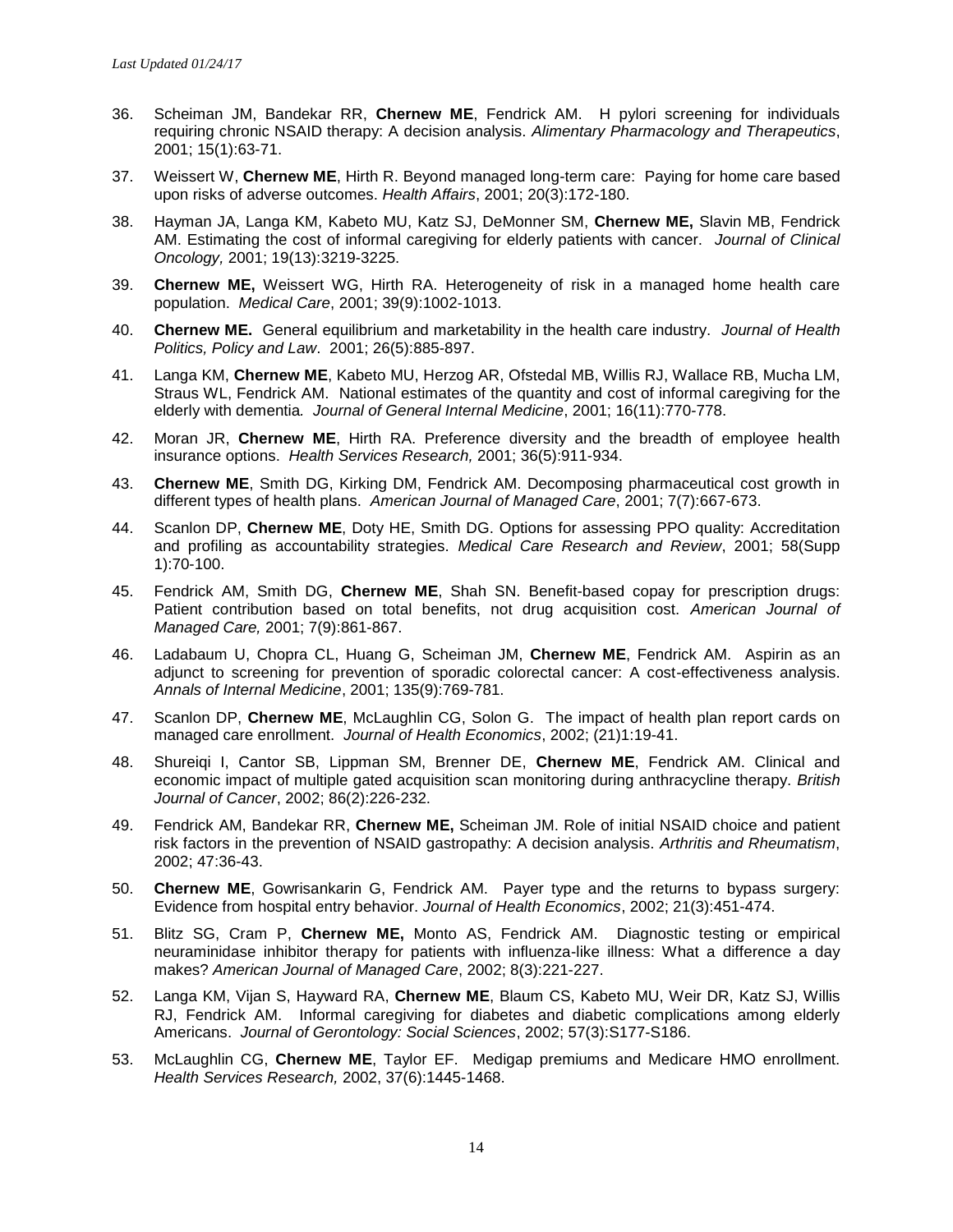36. Scheiman JM, Bandekar RR, **Chernew ME**, Fendrick AM. H pylori screening for individuals requiring chronic NSAID therapy: A decision analysis. *Alimentary Pharmacology and Therapeutics*, 2001; 15(1):63-71.

37. Weissert W, **Chernew ME**, Hirth R. Beyond managed long-term care: Paying for home care based upon risks of adverse outcomes. *Health Affairs*, 2001; 20(3):172-180.

38. Hayman JA, Langa KM, Kabeto MU, Katz SJ, DeMonner SM, **Chernew ME,** Slavin MB, Fendrick AM. Estimating the cost of informal caregiving for elderly patients with cancer. *Journal of Clinical Oncology,* 2001; 19(13):3219-3225.

39. **Chernew ME,** Weissert WG, Hirth RA. Heterogeneity of risk in a managed home health care population. *Medical Care*, 2001; 39(9):1002-1013.

40. **Chernew ME.** General equilibrium and marketability in the health care industry. *Journal of Health Politics, Policy and Law*. 2001; 26(5):885-897.

41. Langa KM, **Chernew ME**, Kabeto MU, Herzog AR, Ofstedal MB, Willis RJ, Wallace RB, Mucha LM, Straus WL, Fendrick AM. National estimates of the quantity and cost of informal caregiving for the elderly with dementia*. Journal of General Internal Medicine*, 2001; 16(11):770-778.

42. Moran JR, **Chernew ME**, Hirth RA. Preference diversity and the breadth of employee health insurance options. *Health Services Research,* 2001; 36(5):911-934.

43. **Chernew ME**, Smith DG, Kirking DM, Fendrick AM. Decomposing pharmaceutical cost growth in different types of health plans. *American Journal of Managed Care*, 2001; 7(7):667-673.

44. Scanlon DP, **Chernew ME**, Doty HE, Smith DG. Options for assessing PPO quality: Accreditation and profiling as accountability strategies. *Medical Care Research and Review*, 2001; 58(Supp 1):70-100.

45. Fendrick AM, Smith DG, **Chernew ME**, Shah SN. Benefit-based copay for prescription drugs: Patient contribution based on total benefits, not drug acquisition cost. *American Journal of Managed Care,* 2001; 7(9):861-867.

46. Ladabaum U, Chopra CL, Huang G, Scheiman JM, **Chernew ME**, Fendrick AM. Aspirin as an adjunct to screening for prevention of sporadic colorectal cancer: A cost-effectiveness analysis. *Annals of Internal Medicine*, 2001; 135(9):769-781.

47. Scanlon DP, **Chernew ME**, McLaughlin CG, Solon G. The impact of health plan report cards on managed care enrollment. *Journal of Health Economics*, 2002; (21)1:19-41.

48. Shureiqi I, Cantor SB, Lippman SM, Brenner DE, **Chernew ME**, Fendrick AM. Clinical and economic impact of multiple gated acquisition scan monitoring during anthracycline therapy. *British Journal of Cancer*, 2002; 86(2):226-232.

49. Fendrick AM, Bandekar RR, **Chernew ME,** Scheiman JM. Role of initial NSAID choice and patient risk factors in the prevention of NSAID gastropathy: A decision analysis. *Arthritis and Rheumatism*, 2002; 47:36-43.

50. **Chernew ME**, Gowrisankarin G, Fendrick AM. Payer type and the returns to bypass surgery: Evidence from hospital entry behavior. *Journal of Health Economics*, 2002; 21(3):451-474.

51. Blitz SG, Cram P, **Chernew ME,** Monto AS, Fendrick AM. Diagnostic testing or empirical neuraminidase inhibitor therapy for patients with influenza-like illness: What a difference a day makes? *American Journal of Managed Care*, 2002; 8(3):221-227.

52. Langa KM, Vijan S, Hayward RA, **Chernew ME**, Blaum CS, Kabeto MU, Weir DR, Katz SJ, Willis RJ, Fendrick AM. Informal caregiving for diabetes and diabetic complications among elderly Americans. *Journal of Gerontology: Social Sciences*, 2002; 57(3):S177-S186.

53. McLaughlin CG, **Chernew ME**, Taylor EF. Medigap premiums and Medicare HMO enrollment. *Health Services Research,* 2002, 37(6):1445-1468.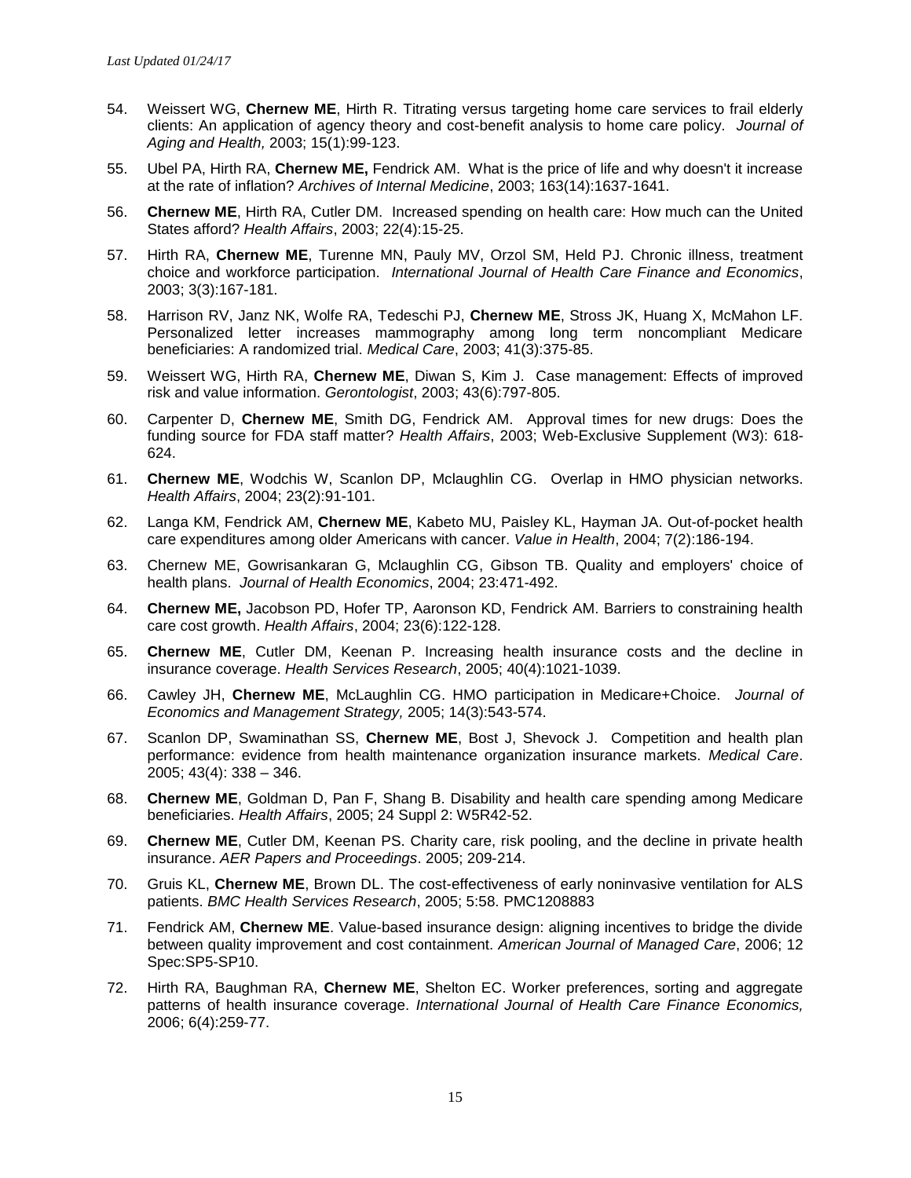*Last Updated 01/24/17*

54. Weissert WG, **Chernew ME**, Hirth R. Titrating versus targeting home care services to frail elderly clients: An application of agency theory and cost-benefit analysis to home care policy. *Journal of Aging and Health,* 2003; 15(1):99-123.

55. Ubel PA, Hirth RA, **Chernew ME,** Fendrick AM. What is the price of life and why doesn't it increase at the rate of inflation? *Archives of Internal Medicine*, 2003; 163(14):1637-1641.

56. **Chernew ME**, Hirth RA, Cutler DM. Increased spending on health care: How much can the United States afford? *Health Affairs*, 2003; 22(4):15-25.

57. Hirth RA, **Chernew ME**, Turenne MN, Pauly MV, Orzol SM, Held PJ. Chronic illness, treatment choice and workforce participation. *International Journal of Health Care Finance and Economics*, 2003; 3(3):167-181.

58. Harrison RV, Janz NK, Wolfe RA, Tedeschi PJ, **Chernew ME**, Stross JK, Huang X, McMahon LF. Personalized letter increases mammography among long term noncompliant Medicare beneficiaries: A randomized trial. *Medical Care*, 2003; 41(3):375-85.

59. Weissert WG, Hirth RA, **Chernew ME**, Diwan S, Kim J. Case management: Effects of improved risk and value information. *Gerontologist*, 2003; 43(6):797-805.

60. Carpenter D, **Chernew ME**, Smith DG, Fendrick AM. Approval times for new drugs: Does the funding source for FDA staff matter? *Health Affairs*, 2003; Web-Exclusive Supplement (W3): 618-624.

61. **Chernew ME**, Wodchis W, Scanlon DP, Mclaughlin CG. Overlap in HMO physician networks. *Health Affairs*, 2004; 23(2):91-101.

62. Langa KM, Fendrick AM, **Chernew ME**, Kabeto MU, Paisley KL, Hayman JA. Out-of-pocket health care expenditures among older Americans with cancer. *Value in Health*, 2004; 7(2):186-194.

63. Chernew ME, Gowrisankaran G, Mclaughlin CG, Gibson TB. Quality and employers' choice of health plans. *Journal of Health Economics*, 2004; 23:471-492.

64. **Chernew ME,** Jacobson PD, Hofer TP, Aaronson KD, Fendrick AM. Barriers to constraining health care cost growth. *Health Affairs*, 2004; 23(6):122-128.

65. **Chernew ME**, Cutler DM, Keenan P. Increasing health insurance costs and the decline in insurance coverage. *Health Services Research*, 2005; 40(4):1021-1039.

66. Cawley JH, **Chernew ME**, McLaughlin CG. HMO participation in Medicare+Choice. *Journal of Economics and Management Strategy,* 2005; 14(3):543-574.

67. Scanlon DP, Swaminathan SS, **Chernew ME**, Bost J, Shevock J. Competition and health plan performance: evidence from health maintenance organization insurance markets. *Medical Care*. 2005; 43(4): 338 – 346.

68. **Chernew ME**, Goldman D, Pan F, Shang B. Disability and health care spending among Medicare beneficiaries. *Health Affairs*, 2005; 24 Suppl 2: W5R42-52.

69. **Chernew ME**, Cutler DM, Keenan PS. Charity care, risk pooling, and the decline in private health insurance. *AER Papers and Proceedings*. 2005; 209-214.

70. Gruis KL, **Chernew ME**, Brown DL. The cost-effectiveness of early noninvasive ventilation for ALS patients. *BMC Health Services Research*, 2005; 5:58. PMC1208883

71. Fendrick AM, **Chernew ME**. Value-based insurance design: aligning incentives to bridge the divide between quality improvement and cost containment. *American Journal of Managed Care*, 2006; 12 Spec:SP5-SP10.

72. Hirth RA, Baughman RA, **Chernew ME**, Shelton EC. Worker preferences, sorting and aggregate patterns of health insurance coverage. *International Journal of Health Care Finance Economics,* 2006; 6(4):259-77.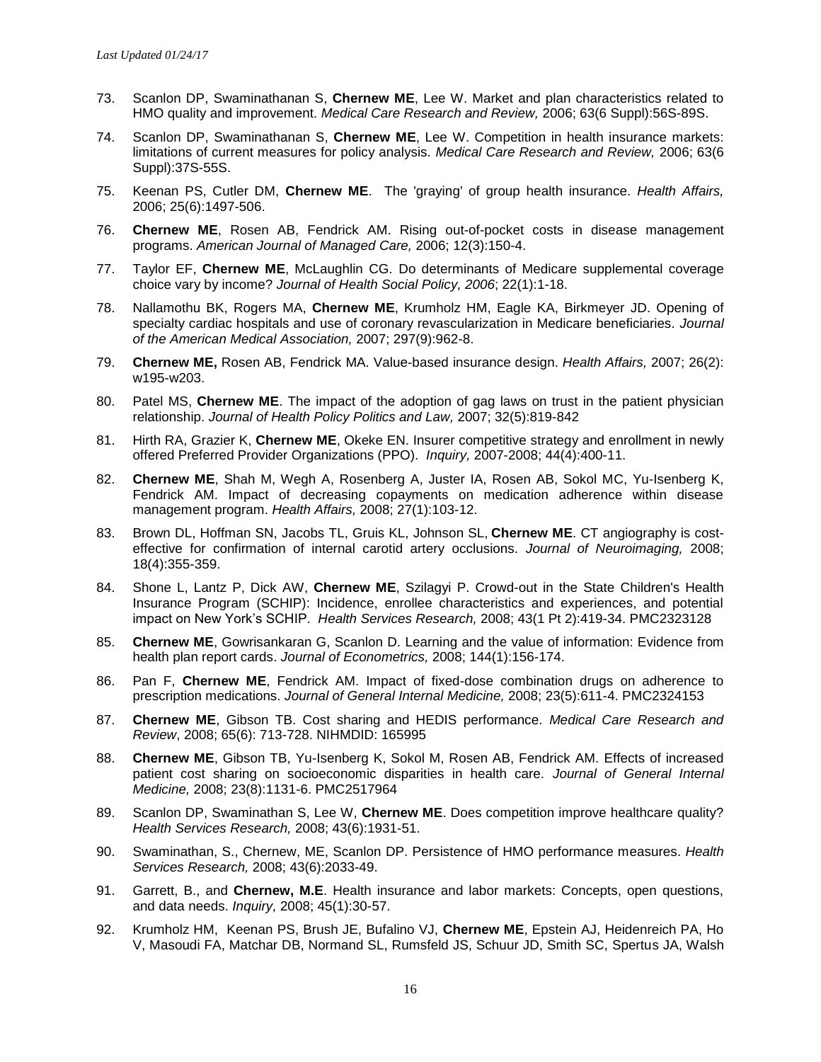73. Scanlon DP, Swaminathanan S, **Chernew ME**, Lee W. Market and plan characteristics related to HMO quality and improvement. *Medical Care Research and Review,* 2006; 63(6 Suppl):56S-89S.

74. Scanlon DP, Swaminathanan S, **Chernew ME**, Lee W. Competition in health insurance markets: limitations of current measures for policy analysis. *Medical Care Research and Review,* 2006; 63(6 Suppl):37S-55S.

75. Keenan PS, Cutler DM, **Chernew ME**. The 'graying' of group health insurance. *Health Affairs,* 2006; 25(6):1497-506.

76. **Chernew ME**, Rosen AB, Fendrick AM. Rising out-of-pocket costs in disease management programs. *American Journal of Managed Care,* 2006; 12(3):150-4.

77. Taylor EF, **Chernew ME**, McLaughlin CG. Do determinants of Medicare supplemental coverage choice vary by income? *Journal of Health Social Policy, 2006*; 22(1):1-18.

78. Nallamothu BK, Rogers MA, **Chernew ME**, Krumholz HM, Eagle KA, Birkmeyer JD. Opening of specialty cardiac hospitals and use of coronary revascularization in Medicare beneficiaries. *Journal of the American Medical Association,* 2007; 297(9):962-8.

79. **Chernew ME,** Rosen AB, Fendrick MA. Value-based insurance design. *Health Affairs,* 2007; 26(2): w195-w203.

80. Patel MS, **Chernew ME**. The impact of the adoption of gag laws on trust in the patient physician relationship. *Journal of Health Policy Politics and Law,* 2007; 32(5):819-842

81. Hirth RA, Grazier K, **Chernew ME**, Okeke EN. Insurer competitive strategy and enrollment in newly offered Preferred Provider Organizations (PPO). *Inquiry,* 2007-2008; 44(4):400-11.

82. **Chernew ME**, Shah M, Wegh A, Rosenberg A, Juster IA, Rosen AB, Sokol MC, Yu-Isenberg K, Fendrick AM. Impact of decreasing copayments on medication adherence within disease management program. *Health Affairs,* 2008; 27(1):103-12.

83. Brown DL, Hoffman SN, Jacobs TL, Gruis KL, Johnson SL, **Chernew ME**. CT angiography is cost-effective for confirmation of internal carotid artery occlusions. *Journal of Neuroimaging,* 2008; 18(4):355-359.

84. Shone L, Lantz P, Dick AW, **Chernew ME**, Szilagyi P. Crowd-out in the State Children's Health Insurance Program (SCHIP): Incidence, enrollee characteristics and experiences, and potential impact on New York's SCHIP. *Health Services Research,* 2008; 43(1 Pt 2):419-34. PMC2323128

85. **Chernew ME**, Gowrisankaran G, Scanlon D. Learning and the value of information: Evidence from health plan report cards. *Journal of Econometrics,* 2008; 144(1):156-174.

86. Pan F, **Chernew ME**, Fendrick AM. Impact of fixed-dose combination drugs on adherence to prescription medications. *Journal of General Internal Medicine,* 2008; 23(5):611-4. PMC2324153

87. **Chernew ME**, Gibson TB. Cost sharing and HEDIS performance. *Medical Care Research and Review*, 2008; 65(6): 713-728. NIHMDID: 165995

88. **Chernew ME**, Gibson TB, Yu-Isenberg K, Sokol M, Rosen AB, Fendrick AM. Effects of increased patient cost sharing on socioeconomic disparities in health care. *Journal of General Internal Medicine,* 2008; 23(8):1131-6. PMC2517964

89. Scanlon DP, Swaminathan S, Lee W, **Chernew ME**. Does competition improve healthcare quality? *Health Services Research,* 2008; 43(6):1931-51.

90. Swaminathan, S., Chernew, ME, Scanlon DP. Persistence of HMO performance measures. *Health Services Research,* 2008; 43(6):2033-49.

91. Garrett, B., and **Chernew, M.E**. Health insurance and labor markets: Concepts, open questions, and data needs. *Inquiry,* 2008; 45(1):30-57.

92. Krumholz HM, Keenan PS, Brush JE, Bufalino VJ, **Chernew ME**, Epstein AJ, Heidenreich PA, Ho V, Masoudi FA, Matchar DB, Normand SL, Rumsfeld JS, Schuur JD, Smith SC, Spertus JA, Walsh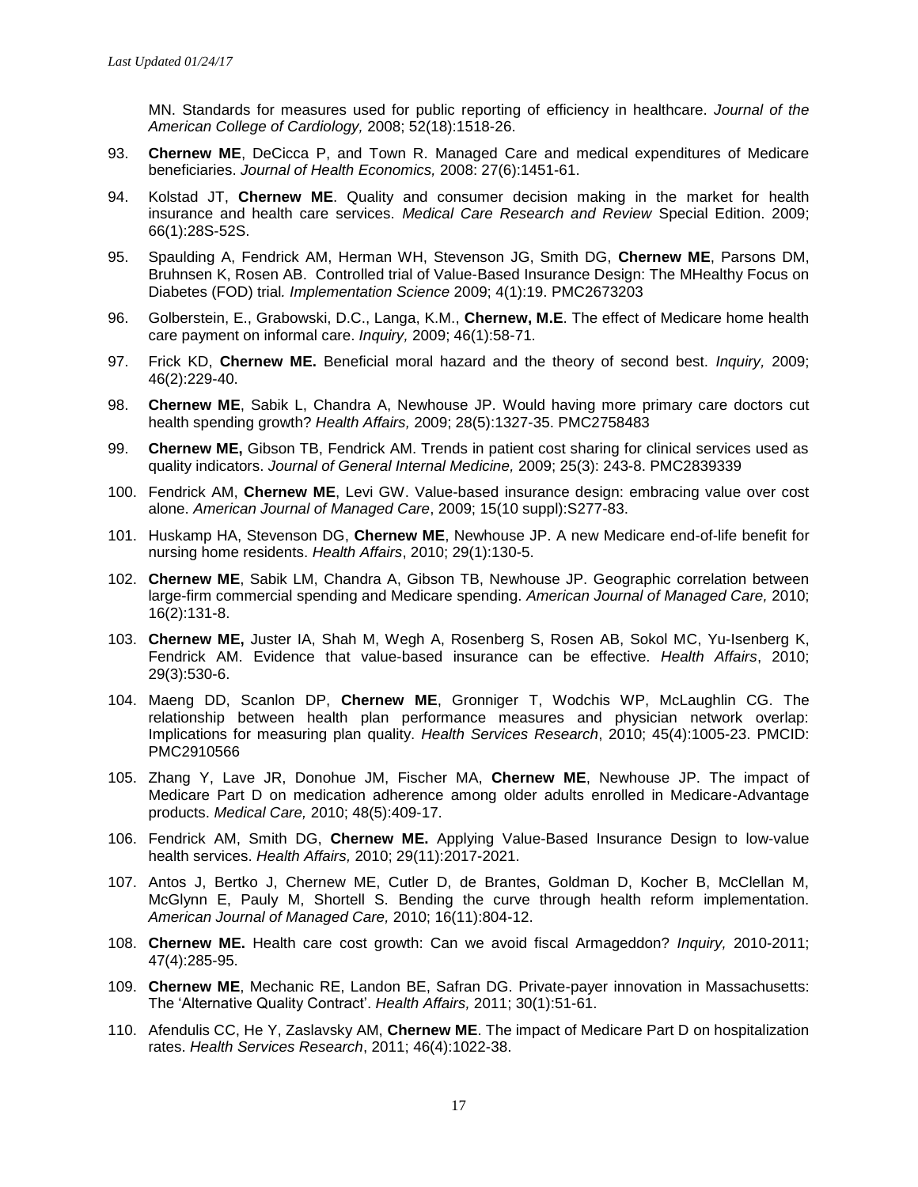MN. Standards for measures used for public reporting of efficiency in healthcare. *Journal of the American College of Cardiology,* 2008; 52(18):1518-26.

93. **Chernew ME**, DeCicca P, and Town R. Managed Care and medical expenditures of Medicare beneficiaries. *Journal of Health Economics,* 2008: 27(6):1451-61.

94. Kolstad JT, **Chernew ME**. Quality and consumer decision making in the market for health insurance and health care services. *Medical Care Research and Review* Special Edition. 2009; 66(1):28S-52S.

95. Spaulding A, Fendrick AM, Herman WH, Stevenson JG, Smith DG, **Chernew ME**, Parsons DM, Bruhnsen K, Rosen AB. Controlled trial of Value-Based Insurance Design: The MHealthy Focus on Diabetes (FOD) trial*. Implementation Science* 2009; 4(1):19. PMC2673203

96. Golberstein, E., Grabowski, D.C., Langa, K.M., **Chernew, M.E**. The effect of Medicare home health care payment on informal care. *Inquiry,* 2009; 46(1):58-71.

97. Frick KD, **Chernew ME.** Beneficial moral hazard and the theory of second best. *Inquiry,* 2009; 46(2):229-40.

98. **Chernew ME**, Sabik L, Chandra A, Newhouse JP. Would having more primary care doctors cut health spending growth? *Health Affairs,* 2009; 28(5):1327-35. PMC2758483

99. **Chernew ME,** Gibson TB, Fendrick AM. Trends in patient cost sharing for clinical services used as quality indicators. *Journal of General Internal Medicine,* 2009; 25(3): 243-8. PMC2839339

100. Fendrick AM, **Chernew ME**, Levi GW. Value-based insurance design: embracing value over cost alone. *American Journal of Managed Care*, 2009; 15(10 suppl):S277-83.

101. Huskamp HA, Stevenson DG, **Chernew ME**, Newhouse JP. A new Medicare end-of-life benefit for nursing home residents. *Health Affairs*, 2010; 29(1):130-5.

102. **Chernew ME**, Sabik LM, Chandra A, Gibson TB, Newhouse JP. Geographic correlation between large-firm commercial spending and Medicare spending. *American Journal of Managed Care,* 2010; 16(2):131-8.

103. **Chernew ME,** Juster IA, Shah M, Wegh A, Rosenberg S, Rosen AB, Sokol MC, Yu-Isenberg K, Fendrick AM. Evidence that value-based insurance can be effective. *Health Affairs*, 2010; 29(3):530-6.

104. Maeng DD, Scanlon DP, **Chernew ME**, Gronniger T, Wodchis WP, McLaughlin CG. The relationship between health plan performance measures and physician network overlap: Implications for measuring plan quality. *Health Services Research*, 2010; 45(4):1005-23. PMCID: PMC2910566

105. Zhang Y, Lave JR, Donohue JM, Fischer MA, **Chernew ME**, Newhouse JP. The impact of Medicare Part D on medication adherence among older adults enrolled in Medicare-Advantage products. *Medical Care,* 2010; 48(5):409-17.

106. Fendrick AM, Smith DG, **Chernew ME.** Applying Value-Based Insurance Design to low-value health services. *Health Affairs,* 2010; 29(11):2017-2021.

107. Antos J, Bertko J, Chernew ME, Cutler D, de Brantes, Goldman D, Kocher B, McClellan M, McGlynn E, Pauly M, Shortell S. Bending the curve through health reform implementation. *American Journal of Managed Care,* 2010; 16(11):804-12.

108. **Chernew ME.** Health care cost growth: Can we avoid fiscal Armageddon? *Inquiry,* 2010-2011; 47(4):285-95.

109. **Chernew ME**, Mechanic RE, Landon BE, Safran DG. Private-payer innovation in Massachusetts: The 'Alternative Quality Contract'. *Health Affairs,* 2011; 30(1):51-61.

110. Afendulis CC, He Y, Zaslavsky AM, **Chernew ME**. The impact of Medicare Part D on hospitalization rates. *Health Services Research*, 2011; 46(4):1022-38.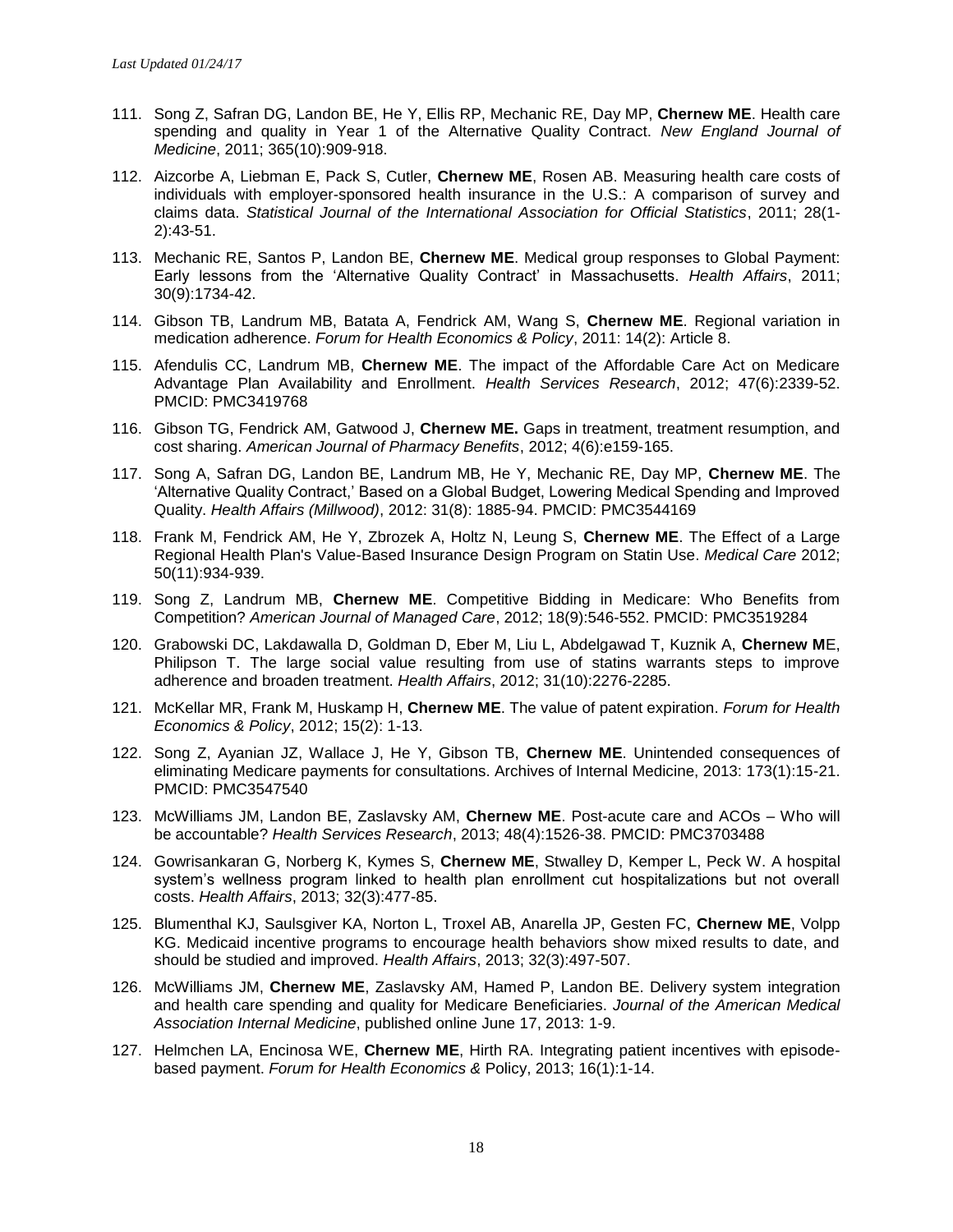111. Song Z, Safran DG, Landon BE, He Y, Ellis RP, Mechanic RE, Day MP, **Chernew ME**. Health care spending and quality in Year 1 of the Alternative Quality Contract. *New England Journal of Medicine*, 2011; 365(10):909-918.

112. Aizcorbe A, Liebman E, Pack S, Cutler, **Chernew ME**, Rosen AB. Measuring health care costs of individuals with employer-sponsored health insurance in the U.S.: A comparison of survey and claims data. *Statistical Journal of the International Association for Official Statistics*, 2011; 28(1-2):43-51.

113. Mechanic RE, Santos P, Landon BE, **Chernew ME**. Medical group responses to Global Payment: Early lessons from the 'Alternative Quality Contract' in Massachusetts. *Health Affairs*, 2011; 30(9):1734-42.

114. Gibson TB, Landrum MB, Batata A, Fendrick AM, Wang S, **Chernew ME**. Regional variation in medication adherence. *Forum for Health Economics & Policy*, 2011: 14(2): Article 8.

115. Afendulis CC, Landrum MB, **Chernew ME**. The impact of the Affordable Care Act on Medicare Advantage Plan Availability and Enrollment. *Health Services Research*, 2012; 47(6):2339-52. PMCID: PMC3419768

116. Gibson TG, Fendrick AM, Gatwood J, **Chernew ME.** Gaps in treatment, treatment resumption, and cost sharing. *American Journal of Pharmacy Benefits*, 2012; 4(6):e159-165.

117. Song A, Safran DG, Landon BE, Landrum MB, He Y, Mechanic RE, Day MP, **Chernew ME**. The 'Alternative Quality Contract,' Based on a Global Budget, Lowering Medical Spending and Improved Quality. *Health Affairs (Millwood)*, 2012: 31(8): 1885-94. PMCID: PMC3544169

118. Frank M, Fendrick AM, He Y, Zbrozek A, Holtz N, Leung S, **Chernew ME**. The Effect of a Large Regional Health Plan's Value-Based Insurance Design Program on Statin Use. *Medical Care* 2012; 50(11):934-939.

119. Song Z, Landrum MB, **Chernew ME**. Competitive Bidding in Medicare: Who Benefits from Competition? *American Journal of Managed Care*, 2012; 18(9):546-552. PMCID: PMC3519284

120. Grabowski DC, Lakdawalla D, Goldman D, Eber M, Liu L, Abdelgawad T, Kuznik A, **Chernew M**E, Philipson T. The large social value resulting from use of statins warrants steps to improve adherence and broaden treatment. *Health Affairs*, 2012; 31(10):2276-2285.

121. McKellar MR, Frank M, Huskamp H, **Chernew ME**. The value of patent expiration. *Forum for Health Economics & Policy*, 2012; 15(2): 1-13.

122. Song Z, Ayanian JZ, Wallace J, He Y, Gibson TB, **Chernew ME**. Unintended consequences of eliminating Medicare payments for consultations. Archives of Internal Medicine, 2013: 173(1):15-21. PMCID: PMC3547540

123. McWilliams JM, Landon BE, Zaslavsky AM, **Chernew ME**. Post-acute care and ACOs – Who will be accountable? *Health Services Research*, 2013; 48(4):1526-38. PMCID: PMC3703488

124. Gowrisankaran G, Norberg K, Kymes S, **Chernew ME**, Stwalley D, Kemper L, Peck W. A hospital system's wellness program linked to health plan enrollment cut hospitalizations but not overall costs. *Health Affairs*, 2013; 32(3):477-85.

125. Blumenthal KJ, Saulsgiver KA, Norton L, Troxel AB, Anarella JP, Gesten FC, **Chernew ME**, Volpp KG. Medicaid incentive programs to encourage health behaviors show mixed results to date, and should be studied and improved. *Health Affairs*, 2013; 32(3):497-507.

126. McWilliams JM, **Chernew ME**, Zaslavsky AM, Hamed P, Landon BE. Delivery system integration and health care spending and quality for Medicare Beneficiaries. *Journal of the American Medical Association Internal Medicine*, published online June 17, 2013: 1-9.

127. Helmchen LA, Encinosa WE, **Chernew ME**, Hirth RA. Integrating patient incentives with episode-based payment. *Forum for Health Economics &* Policy, 2013; 16(1):1-14.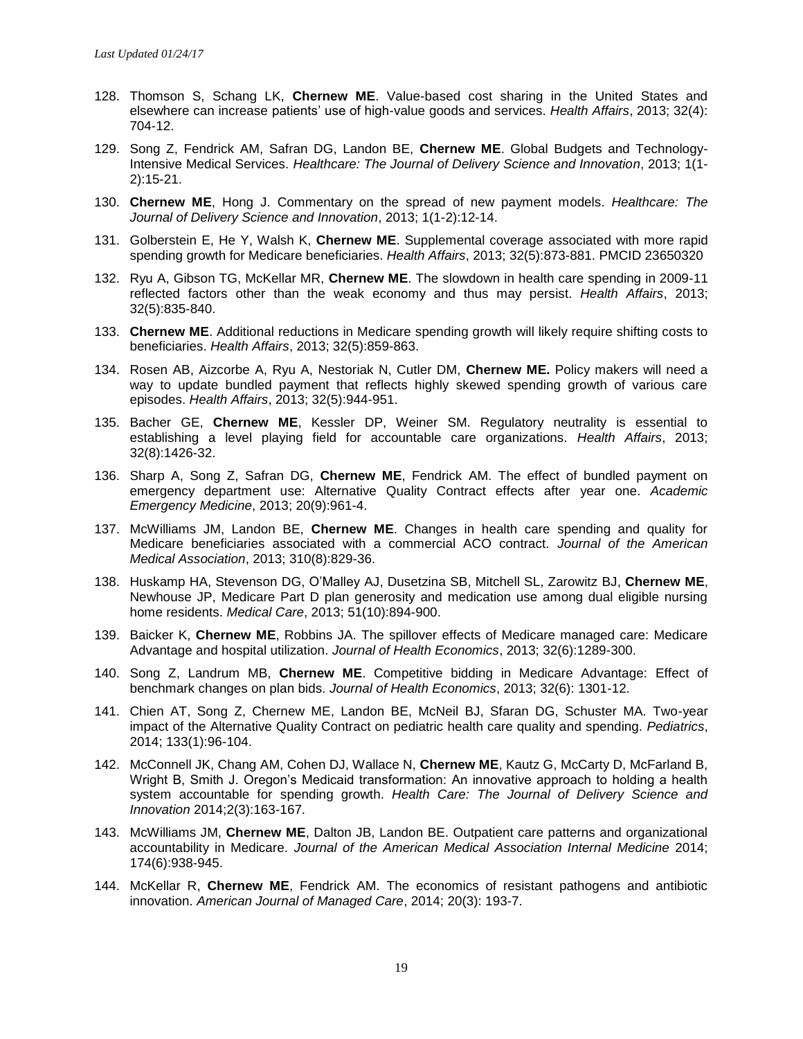*Last Updated 01/24/17*

128. Thomson S, Schang LK, **Chernew ME**. Value-based cost sharing in the United States and elsewhere can increase patients' use of high-value goods and services. *Health Affairs*, 2013; 32(4): 704-12.

129. Song Z, Fendrick AM, Safran DG, Landon BE, **Chernew ME**. Global Budgets and Technology-Intensive Medical Services. *Healthcare: The Journal of Delivery Science and Innovation*, 2013; 1(1-2):15-21.

130. **Chernew ME**, Hong J. Commentary on the spread of new payment models. *Healthcare: The Journal of Delivery Science and Innovation*, 2013; 1(1-2):12-14.

131. Golberstein E, He Y, Walsh K, **Chernew ME**. Supplemental coverage associated with more rapid spending growth for Medicare beneficiaries. *Health Affairs*, 2013; 32(5):873-881. PMCID 23650320

132. Ryu A, Gibson TG, McKellar MR, **Chernew ME**. The slowdown in health care spending in 2009-11 reflected factors other than the weak economy and thus may persist. *Health Affairs*, 2013; 32(5):835-840.

133. **Chernew ME**. Additional reductions in Medicare spending growth will likely require shifting costs to beneficiaries. *Health Affairs*, 2013; 32(5):859-863.

134. Rosen AB, Aizcorbe A, Ryu A, Nestoriak N, Cutler DM, **Chernew ME.** Policy makers will need a way to update bundled payment that reflects highly skewed spending growth of various care episodes. *Health Affairs*, 2013; 32(5):944-951.

135. Bacher GE, **Chernew ME**, Kessler DP, Weiner SM. Regulatory neutrality is essential to establishing a level playing field for accountable care organizations. *Health Affairs*, 2013; 32(8):1426-32.

136. Sharp A, Song Z, Safran DG, **Chernew ME**, Fendrick AM. The effect of bundled payment on emergency department use: Alternative Quality Contract effects after year one. *Academic Emergency Medicine*, 2013; 20(9):961-4.

137. McWilliams JM, Landon BE, **Chernew ME**. Changes in health care spending and quality for Medicare beneficiaries associated with a commercial ACO contract. *Journal of the American Medical Association*, 2013; 310(8):829-36.

138. Huskamp HA, Stevenson DG, O'Malley AJ, Dusetzina SB, Mitchell SL, Zarowitz BJ, **Chernew ME**, Newhouse JP, Medicare Part D plan generosity and medication use among dual eligible nursing home residents. *Medical Care*, 2013; 51(10):894-900.

139. Baicker K, **Chernew ME**, Robbins JA. The spillover effects of Medicare managed care: Medicare Advantage and hospital utilization. *Journal of Health Economics*, 2013; 32(6):1289-300.

140. Song Z, Landrum MB, **Chernew ME**. Competitive bidding in Medicare Advantage: Effect of benchmark changes on plan bids. *Journal of Health Economics*, 2013; 32(6): 1301-12.

141. Chien AT, Song Z, Chernew ME, Landon BE, McNeil BJ, Sfaran DG, Schuster MA. Two-year impact of the Alternative Quality Contract on pediatric health care quality and spending. *Pediatrics*, 2014; 133(1):96-104.

142. McConnell JK, Chang AM, Cohen DJ, Wallace N, **Chernew ME**, Kautz G, McCarty D, McFarland B, Wright B, Smith J. Oregon's Medicaid transformation: An innovative approach to holding a health system accountable for spending growth. *Health Care: The Journal of Delivery Science and Innovation* 2014;2(3):163-167.

143. McWilliams JM, **Chernew ME**, Dalton JB, Landon BE. Outpatient care patterns and organizational accountability in Medicare. *Journal of the American Medical Association Internal Medicine* 2014; 174(6):938-945.

144. McKellar R, **Chernew ME**, Fendrick AM. The economics of resistant pathogens and antibiotic innovation. *American Journal of Managed Care*, 2014; 20(3): 193-7.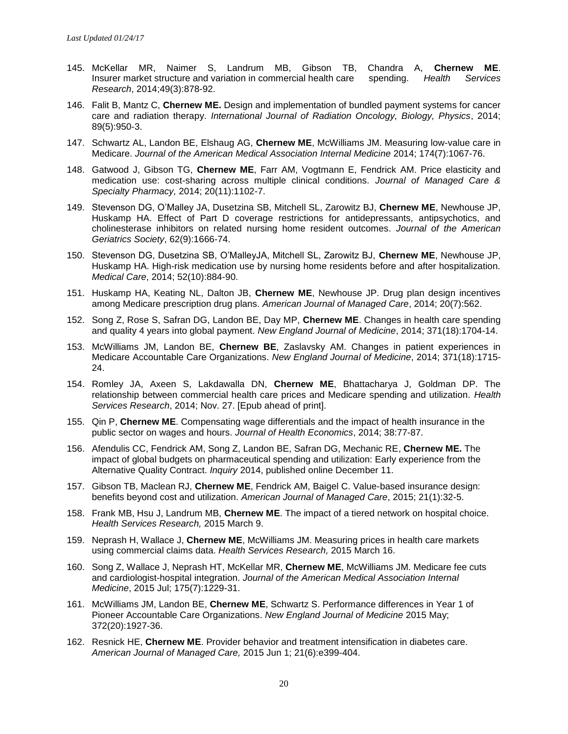145. McKellar MR, Naimer S, Landrum MB, Gibson TB, Chandra A, **Chernew ME**. Insurer market structure and variation in commercial health care spending. *Health Services Research*, 2014;49(3):878-92.

146. Falit B, Mantz C, **Chernew ME.** Design and implementation of bundled payment systems for cancer care and radiation therapy. *International Journal of Radiation Oncology, Biology, Physics*, 2014; 89(5):950-3.

147. Schwartz AL, Landon BE, Elshaug AG, **Chernew ME**, McWilliams JM. Measuring low-value care in Medicare. *Journal of the American Medical Association Internal Medicine* 2014; 174(7):1067-76.

148. Gatwood J, Gibson TG, **Chernew ME**, Farr AM, Vogtmann E, Fendrick AM. Price elasticity and medication use: cost-sharing across multiple clinical conditions. *Journal of Managed Care & Specialty Pharmacy,* 2014; 20(11):1102-7.

149. Stevenson DG, O'Malley JA, Dusetzina SB, Mitchell SL, Zarowitz BJ, **Chernew ME**, Newhouse JP, Huskamp HA. Effect of Part D coverage restrictions for antidepressants, antipsychotics, and cholinesterase inhibitors on related nursing home resident outcomes. *Journal of the American Geriatrics Society*, 62(9):1666-74.

150. Stevenson DG, Dusetzina SB, O'MalleyJA, Mitchell SL, Zarowitz BJ, **Chernew ME**, Newhouse JP, Huskamp HA. High-risk medication use by nursing home residents before and after hospitalization. *Medical Care*, 2014; 52(10):884-90.

151. Huskamp HA, Keating NL, Dalton JB, **Chernew ME**, Newhouse JP. Drug plan design incentives among Medicare prescription drug plans. *American Journal of Managed Care*, 2014; 20(7):562.

152. Song Z, Rose S, Safran DG, Landon BE, Day MP, **Chernew ME**. Changes in health care spending and quality 4 years into global payment. *New England Journal of Medicine*, 2014; 371(18):1704-14.

153. McWilliams JM, Landon BE, **Chernew BE**, Zaslavsky AM. Changes in patient experiences in Medicare Accountable Care Organizations. *New England Journal of Medicine*, 2014; 371(18):1715-24.

154. Romley JA, Axeen S, Lakdawalla DN, **Chernew ME**, Bhattacharya J, Goldman DP. The relationship between commercial health care prices and Medicare spending and utilization. *Health Services Research*, 2014; Nov. 27. [Epub ahead of print].

155. Qin P, **Chernew ME**. Compensating wage differentials and the impact of health insurance in the public sector on wages and hours. *Journal of Health Economics*, 2014; 38:77-87.

156. Afendulis CC, Fendrick AM, Song Z, Landon BE, Safran DG, Mechanic RE, **Chernew ME.** The impact of global budgets on pharmaceutical spending and utilization: Early experience from the Alternative Quality Contract. *Inquiry* 2014, published online December 11.

157. Gibson TB, Maclean RJ, **Chernew ME**, Fendrick AM, Baigel C. Value-based insurance design: benefits beyond cost and utilization. *American Journal of Managed Care*, 2015; 21(1):32-5.

158. Frank MB, Hsu J, Landrum MB, **Chernew ME**. The impact of a tiered network on hospital choice. *Health Services Research,* 2015 March 9.

159. Neprash H, Wallace J, **Chernew ME**, McWilliams JM. Measuring prices in health care markets using commercial claims data. *Health Services Research,* 2015 March 16.

160. Song Z, Wallace J, Neprash HT, McKellar MR, **Chernew ME**, McWilliams JM. Medicare fee cuts and cardiologist-hospital integration. *Journal of the American Medical Association Internal Medicine*, 2015 Jul; 175(7):1229-31.

161. McWilliams JM, Landon BE, **Chernew ME**, Schwartz S. Performance differences in Year 1 of Pioneer Accountable Care Organizations. *New England Journal of Medicine* 2015 May; 372(20):1927-36.

162. Resnick HE, **Chernew ME**. Provider behavior and treatment intensification in diabetes care. *American Journal of Managed Care,* 2015 Jun 1; 21(6):e399-404.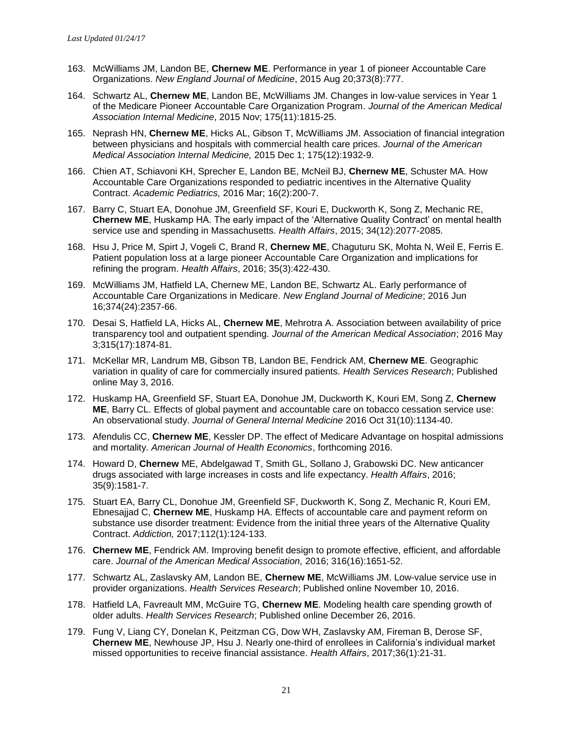*Last Updated 01/24/17*

163. McWilliams JM, Landon BE, **Chernew ME**. Performance in year 1 of pioneer Accountable Care Organizations. *New England Journal of Medicine*, 2015 Aug 20;373(8):777.

164. Schwartz AL, **Chernew ME**, Landon BE, McWilliams JM. Changes in low-value services in Year 1 of the Medicare Pioneer Accountable Care Organization Program. *Journal of the American Medical Association Internal Medicine*, 2015 Nov; 175(11):1815-25.

165. Neprash HN, **Chernew ME**, Hicks AL, Gibson T, McWilliams JM. Association of financial integration between physicians and hospitals with commercial health care prices. *Journal of the American Medical Association Internal Medicine,* 2015 Dec 1; 175(12):1932-9.

166. Chien AT, Schiavoni KH, Sprecher E, Landon BE, McNeil BJ, **Chernew ME**, Schuster MA. How Accountable Care Organizations responded to pediatric incentives in the Alternative Quality Contract. *Academic Pediatrics,* 2016 Mar; 16(2):200-7.

167. Barry C, Stuart EA, Donohue JM, Greenfield SF, Kouri E, Duckworth K, Song Z, Mechanic RE, **Chernew ME**, Huskamp HA. The early impact of the 'Alternative Quality Contract' on mental health service use and spending in Massachusetts. *Health Affairs*, 2015; 34(12):2077-2085.

168. Hsu J, Price M, Spirt J, Vogeli C, Brand R, **Chernew ME**, Chaguturu SK, Mohta N, Weil E, Ferris E. Patient population loss at a large pioneer Accountable Care Organization and implications for refining the program. *Health Affairs*, 2016; 35(3):422-430.

169. McWilliams JM, Hatfield LA, Chernew ME, Landon BE, Schwartz AL. Early performance of Accountable Care Organizations in Medicare. *New England Journal of Medicine*; 2016 Jun 16;374(24):2357-66.

170. Desai S, Hatfield LA, Hicks AL, **Chernew ME**, Mehrotra A. Association between availability of price transparency tool and outpatient spending. *Journal of the American Medical Association*; 2016 May 3;315(17):1874-81.

171. McKellar MR, Landrum MB, Gibson TB, Landon BE, Fendrick AM, **Chernew ME**. Geographic variation in quality of care for commercially insured patients. *Health Services Research*; Published online May 3, 2016.

172. Huskamp HA, Greenfield SF, Stuart EA, Donohue JM, Duckworth K, Kouri EM, Song Z, **Chernew ME**, Barry CL. Effects of global payment and accountable care on tobacco cessation service use: An observational study. *Journal of General Internal Medicine* 2016 Oct 31(10):1134-40.

173. Afendulis CC, **Chernew ME**, Kessler DP. The effect of Medicare Advantage on hospital admissions and mortality. *American Journal of Health Economics*, forthcoming 2016.

174. Howard D, **Chernew** ME, Abdelgawad T, Smith GL, Sollano J, Grabowski DC. New anticancer drugs associated with large increases in costs and life expectancy. *Health Affairs*, 2016; 35(9):1581-7.

175. Stuart EA, Barry CL, Donohue JM, Greenfield SF, Duckworth K, Song Z, Mechanic R, Kouri EM, Ebnesajjad C, **Chernew ME**, Huskamp HA. Effects of accountable care and payment reform on substance use disorder treatment: Evidence from the initial three years of the Alternative Quality Contract. *Addiction,* 2017;112(1):124-133.

176. **Chernew ME**, Fendrick AM. Improving benefit design to promote effective, efficient, and affordable care. *Journal of the American Medical Association,* 2016; 316(16):1651-52.

177. Schwartz AL, Zaslavsky AM, Landon BE, **Chernew ME**, McWilliams JM. Low-value service use in provider organizations. *Health Services Research*; Published online November 10, 2016.

178. Hatfield LA, Favreault MM, McGuire TG, **Chernew ME**. Modeling health care spending growth of older adults. *Health Services Research*; Published online December 26, 2016.

179. Fung V, Liang CY, Donelan K, Peitzman CG, Dow WH, Zaslavsky AM, Fireman B, Derose SF, **Chernew ME**, Newhouse JP, Hsu J. Nearly one-third of enrollees in California's individual market missed opportunities to receive financial assistance. *Health Affairs*, 2017;36(1):21-31.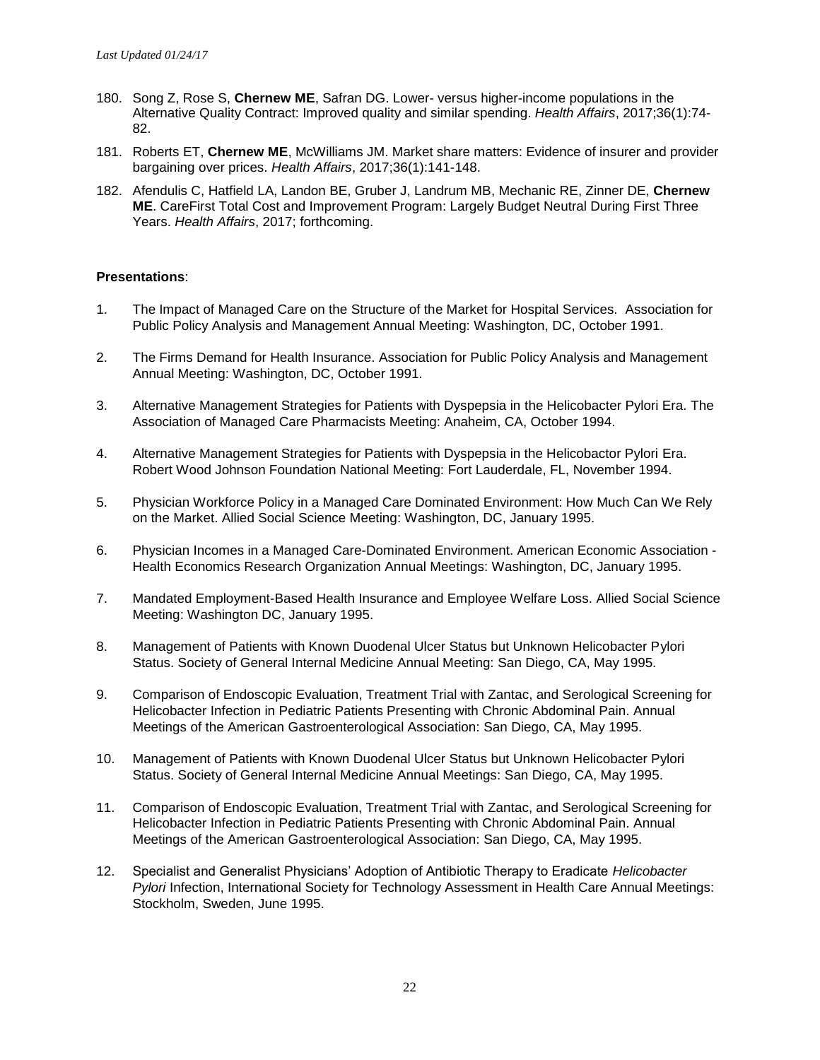180. Song Z, Rose S, **Chernew ME**, Safran DG. Lower- versus higher-income populations in the Alternative Quality Contract: Improved quality and similar spending. *Health Affairs*, 2017;36(1):74-82.

181. Roberts ET, **Chernew ME**, McWilliams JM. Market share matters: Evidence of insurer and provider bargaining over prices. *Health Affairs*, 2017;36(1):141-148.

182. Afendulis C, Hatfield LA, Landon BE, Gruber J, Landrum MB, Mechanic RE, Zinner DE, **Chernew ME**. CareFirst Total Cost and Improvement Program: Largely Budget Neutral During First Three Years. *Health Affairs*, 2017; forthcoming.

**Presentations**:

1. The Impact of Managed Care on the Structure of the Market for Hospital Services. Association for Public Policy Analysis and Management Annual Meeting: Washington, DC, October 1991.

2. The Firms Demand for Health Insurance. Association for Public Policy Analysis and Management Annual Meeting: Washington, DC, October 1991.

3. Alternative Management Strategies for Patients with Dyspepsia in the Helicobacter Pylori Era. The Association of Managed Care Pharmacists Meeting: Anaheim, CA, October 1994.

4. Alternative Management Strategies for Patients with Dyspepsia in the Helicobactor Pylori Era. Robert Wood Johnson Foundation National Meeting: Fort Lauderdale, FL, November 1994.

5. Physician Workforce Policy in a Managed Care Dominated Environment: How Much Can We Rely on the Market. Allied Social Science Meeting: Washington, DC, January 1995.

6. Physician Incomes in a Managed Care-Dominated Environment. American Economic Association - Health Economics Research Organization Annual Meetings: Washington, DC, January 1995.

7. Mandated Employment-Based Health Insurance and Employee Welfare Loss. Allied Social Science Meeting: Washington DC, January 1995.

8. Management of Patients with Known Duodenal Ulcer Status but Unknown Helicobacter Pylori Status. Society of General Internal Medicine Annual Meeting: San Diego, CA, May 1995.

9. Comparison of Endoscopic Evaluation, Treatment Trial with Zantac, and Serological Screening for Helicobacter Infection in Pediatric Patients Presenting with Chronic Abdominal Pain. Annual Meetings of the American Gastroenterological Association: San Diego, CA, May 1995.

10. Management of Patients with Known Duodenal Ulcer Status but Unknown Helicobacter Pylori Status. Society of General Internal Medicine Annual Meetings: San Diego, CA, May 1995.

11. Comparison of Endoscopic Evaluation, Treatment Trial with Zantac, and Serological Screening for Helicobacter Infection in Pediatric Patients Presenting with Chronic Abdominal Pain. Annual Meetings of the American Gastroenterological Association: San Diego, CA, May 1995.

12. Specialist and Generalist Physicians' Adoption of Antibiotic Therapy to Eradicate *Helicobacter Pylori* Infection, International Society for Technology Assessment in Health Care Annual Meetings: Stockholm, Sweden, June 1995.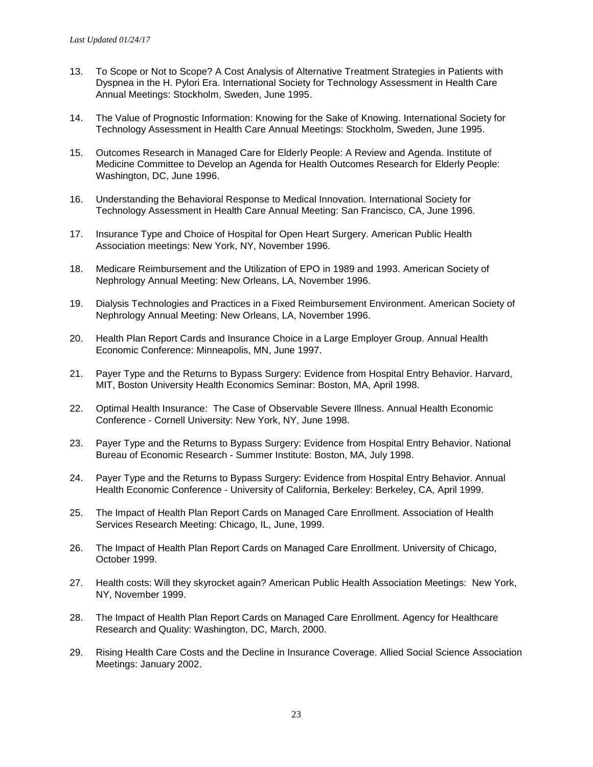13. To Scope or Not to Scope? A Cost Analysis of Alternative Treatment Strategies in Patients with Dyspnea in the H. Pylori Era. International Society for Technology Assessment in Health Care Annual Meetings: Stockholm, Sweden, June 1995.

14. The Value of Prognostic Information: Knowing for the Sake of Knowing. International Society for Technology Assessment in Health Care Annual Meetings: Stockholm, Sweden, June 1995.

15. Outcomes Research in Managed Care for Elderly People: A Review and Agenda. Institute of Medicine Committee to Develop an Agenda for Health Outcomes Research for Elderly People: Washington, DC, June 1996.

16. Understanding the Behavioral Response to Medical Innovation. International Society for Technology Assessment in Health Care Annual Meeting: San Francisco, CA, June 1996.

17. Insurance Type and Choice of Hospital for Open Heart Surgery. American Public Health Association meetings: New York, NY, November 1996.

18. Medicare Reimbursement and the Utilization of EPO in 1989 and 1993. American Society of Nephrology Annual Meeting: New Orleans, LA, November 1996.

19. Dialysis Technologies and Practices in a Fixed Reimbursement Environment. American Society of Nephrology Annual Meeting: New Orleans, LA, November 1996.

20. Health Plan Report Cards and Insurance Choice in a Large Employer Group. Annual Health Economic Conference: Minneapolis, MN, June 1997.

21. Payer Type and the Returns to Bypass Surgery: Evidence from Hospital Entry Behavior. Harvard, MIT, Boston University Health Economics Seminar: Boston, MA, April 1998.

22. Optimal Health Insurance: The Case of Observable Severe Illness. Annual Health Economic Conference - Cornell University: New York, NY, June 1998.

23. Payer Type and the Returns to Bypass Surgery: Evidence from Hospital Entry Behavior. National Bureau of Economic Research - Summer Institute: Boston, MA, July 1998.

24. Payer Type and the Returns to Bypass Surgery: Evidence from Hospital Entry Behavior. Annual Health Economic Conference - University of California, Berkeley: Berkeley, CA, April 1999.

25. The Impact of Health Plan Report Cards on Managed Care Enrollment. Association of Health Services Research Meeting: Chicago, IL, June, 1999.

26. The Impact of Health Plan Report Cards on Managed Care Enrollment. University of Chicago, October 1999.

27. Health costs: Will they skyrocket again? American Public Health Association Meetings: New York, NY, November 1999.

28. The Impact of Health Plan Report Cards on Managed Care Enrollment. Agency for Healthcare Research and Quality: Washington, DC, March, 2000.

29. Rising Health Care Costs and the Decline in Insurance Coverage. Allied Social Science Association Meetings: January 2002.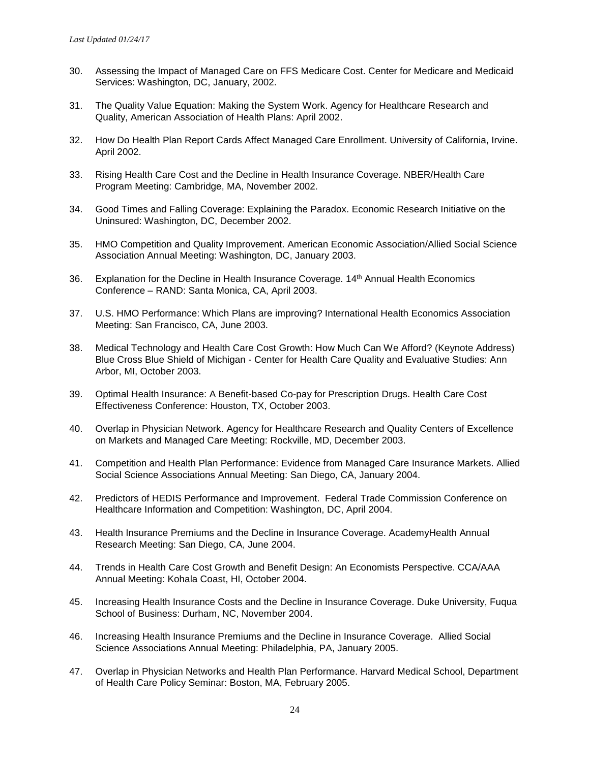30. Assessing the Impact of Managed Care on FFS Medicare Cost. Center for Medicare and Medicaid Services: Washington, DC, January, 2002.

31. The Quality Value Equation: Making the System Work. Agency for Healthcare Research and Quality, American Association of Health Plans: April 2002.

32. How Do Health Plan Report Cards Affect Managed Care Enrollment. University of California, Irvine. April 2002.

33. Rising Health Care Cost and the Decline in Health Insurance Coverage. NBER/Health Care Program Meeting: Cambridge, MA, November 2002.

34. Good Times and Falling Coverage: Explaining the Paradox. Economic Research Initiative on the Uninsured: Washington, DC, December 2002.

35. HMO Competition and Quality Improvement. American Economic Association/Allied Social Science Association Annual Meeting: Washington, DC, January 2003.

36. Explanation for the Decline in Health Insurance Coverage. 14th Annual Health Economics Conference – RAND: Santa Monica, CA, April 2003.

37. U.S. HMO Performance: Which Plans are improving? International Health Economics Association Meeting: San Francisco, CA, June 2003.

38. Medical Technology and Health Care Cost Growth: How Much Can We Afford? (Keynote Address) Blue Cross Blue Shield of Michigan - Center for Health Care Quality and Evaluative Studies: Ann Arbor, MI, October 2003.

39. Optimal Health Insurance: A Benefit-based Co-pay for Prescription Drugs. Health Care Cost Effectiveness Conference: Houston, TX, October 2003.

40. Overlap in Physician Network. Agency for Healthcare Research and Quality Centers of Excellence on Markets and Managed Care Meeting: Rockville, MD, December 2003.

41. Competition and Health Plan Performance: Evidence from Managed Care Insurance Markets. Allied Social Science Associations Annual Meeting: San Diego, CA, January 2004.

42. Predictors of HEDIS Performance and Improvement. Federal Trade Commission Conference on Healthcare Information and Competition: Washington, DC, April 2004.

43. Health Insurance Premiums and the Decline in Insurance Coverage. AcademyHealth Annual Research Meeting: San Diego, CA, June 2004.

44. Trends in Health Care Cost Growth and Benefit Design: An Economists Perspective. CCA/AAA Annual Meeting: Kohala Coast, HI, October 2004.

45. Increasing Health Insurance Costs and the Decline in Insurance Coverage. Duke University, Fuqua School of Business: Durham, NC, November 2004.

46. Increasing Health Insurance Premiums and the Decline in Insurance Coverage. Allied Social Science Associations Annual Meeting: Philadelphia, PA, January 2005.

47. Overlap in Physician Networks and Health Plan Performance. Harvard Medical School, Department of Health Care Policy Seminar: Boston, MA, February 2005.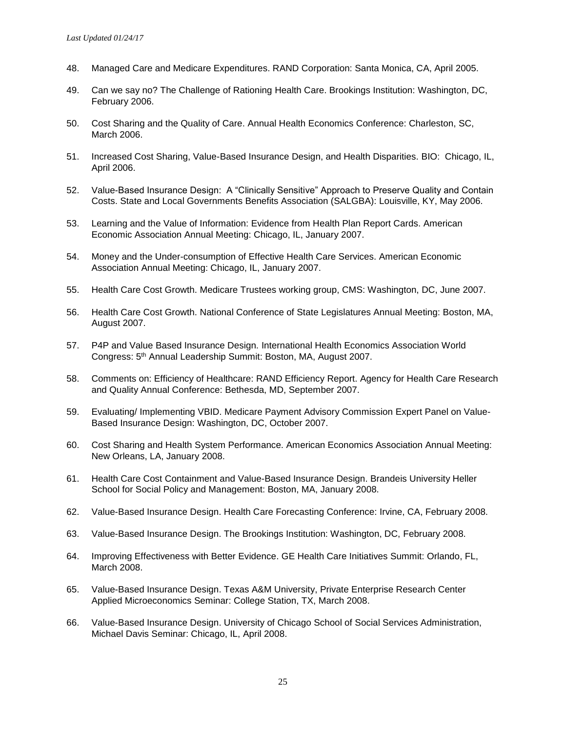48. Managed Care and Medicare Expenditures. RAND Corporation: Santa Monica, CA, April 2005.

49. Can we say no? The Challenge of Rationing Health Care. Brookings Institution: Washington, DC, February 2006.

50. Cost Sharing and the Quality of Care. Annual Health Economics Conference: Charleston, SC, March 2006.

51. Increased Cost Sharing, Value-Based Insurance Design, and Health Disparities. BIO: Chicago, IL, April 2006.

52. Value-Based Insurance Design: A "Clinically Sensitive" Approach to Preserve Quality and Contain Costs. State and Local Governments Benefits Association (SALGBA): Louisville, KY, May 2006.

53. Learning and the Value of Information: Evidence from Health Plan Report Cards. American Economic Association Annual Meeting: Chicago, IL, January 2007.

54. Money and the Under-consumption of Effective Health Care Services. American Economic Association Annual Meeting: Chicago, IL, January 2007.

55. Health Care Cost Growth. Medicare Trustees working group, CMS: Washington, DC, June 2007.

56. Health Care Cost Growth. National Conference of State Legislatures Annual Meeting: Boston, MA, August 2007.

57. P4P and Value Based Insurance Design. International Health Economics Association World Congress: 5th Annual Leadership Summit: Boston, MA, August 2007.

58. Comments on: Efficiency of Healthcare: RAND Efficiency Report. Agency for Health Care Research and Quality Annual Conference: Bethesda, MD, September 2007.

59. Evaluating/ Implementing VBID. Medicare Payment Advisory Commission Expert Panel on Value-Based Insurance Design: Washington, DC, October 2007.

60. Cost Sharing and Health System Performance. American Economics Association Annual Meeting: New Orleans, LA, January 2008.

61. Health Care Cost Containment and Value-Based Insurance Design. Brandeis University Heller School for Social Policy and Management: Boston, MA, January 2008.

62. Value-Based Insurance Design. Health Care Forecasting Conference: Irvine, CA, February 2008.

63. Value-Based Insurance Design. The Brookings Institution: Washington, DC, February 2008.

64. Improving Effectiveness with Better Evidence. GE Health Care Initiatives Summit: Orlando, FL, March 2008.

65. Value-Based Insurance Design. Texas A&M University, Private Enterprise Research Center Applied Microeconomics Seminar: College Station, TX, March 2008.

66. Value-Based Insurance Design. University of Chicago School of Social Services Administration, Michael Davis Seminar: Chicago, IL, April 2008.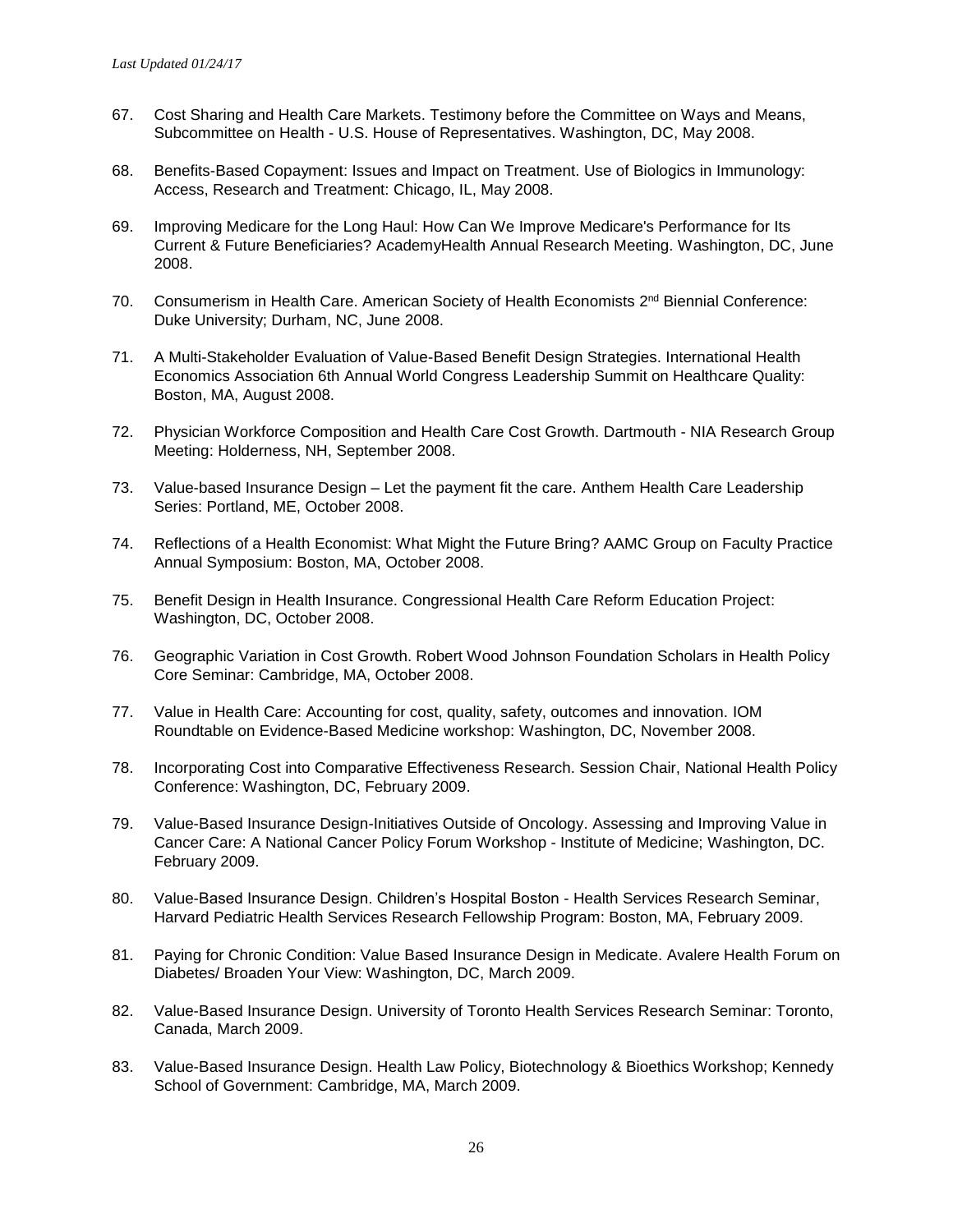67. Cost Sharing and Health Care Markets. Testimony before the Committee on Ways and Means, Subcommittee on Health - U.S. House of Representatives. Washington, DC, May 2008.

68. Benefits-Based Copayment: Issues and Impact on Treatment. Use of Biologics in Immunology: Access, Research and Treatment: Chicago, IL, May 2008.

69. Improving Medicare for the Long Haul: How Can We Improve Medicare's Performance for Its Current & Future Beneficiaries? AcademyHealth Annual Research Meeting. Washington, DC, June 2008.

70. Consumerism in Health Care. American Society of Health Economists 2nd Biennial Conference: Duke University; Durham, NC, June 2008.

71. A Multi-Stakeholder Evaluation of Value-Based Benefit Design Strategies. International Health Economics Association 6th Annual World Congress Leadership Summit on Healthcare Quality: Boston, MA, August 2008.

72. Physician Workforce Composition and Health Care Cost Growth. Dartmouth - NIA Research Group Meeting: Holderness, NH, September 2008.

73. Value-based Insurance Design – Let the payment fit the care. Anthem Health Care Leadership Series: Portland, ME, October 2008.

74. Reflections of a Health Economist: What Might the Future Bring? AAMC Group on Faculty Practice Annual Symposium: Boston, MA, October 2008.

75. Benefit Design in Health Insurance. Congressional Health Care Reform Education Project: Washington, DC, October 2008.

76. Geographic Variation in Cost Growth. Robert Wood Johnson Foundation Scholars in Health Policy Core Seminar: Cambridge, MA, October 2008.

77. Value in Health Care: Accounting for cost, quality, safety, outcomes and innovation. IOM Roundtable on Evidence-Based Medicine workshop: Washington, DC, November 2008.

78. Incorporating Cost into Comparative Effectiveness Research. Session Chair, National Health Policy Conference: Washington, DC, February 2009.

79. Value-Based Insurance Design-Initiatives Outside of Oncology. Assessing and Improving Value in Cancer Care: A National Cancer Policy Forum Workshop - Institute of Medicine; Washington, DC. February 2009.

80. Value-Based Insurance Design. Children's Hospital Boston - Health Services Research Seminar, Harvard Pediatric Health Services Research Fellowship Program: Boston, MA, February 2009.

81. Paying for Chronic Condition: Value Based Insurance Design in Medicate. Avalere Health Forum on Diabetes/ Broaden Your View: Washington, DC, March 2009.

82. Value-Based Insurance Design. University of Toronto Health Services Research Seminar: Toronto, Canada, March 2009.

83. Value-Based Insurance Design. Health Law Policy, Biotechnology & Bioethics Workshop; Kennedy School of Government: Cambridge, MA, March 2009.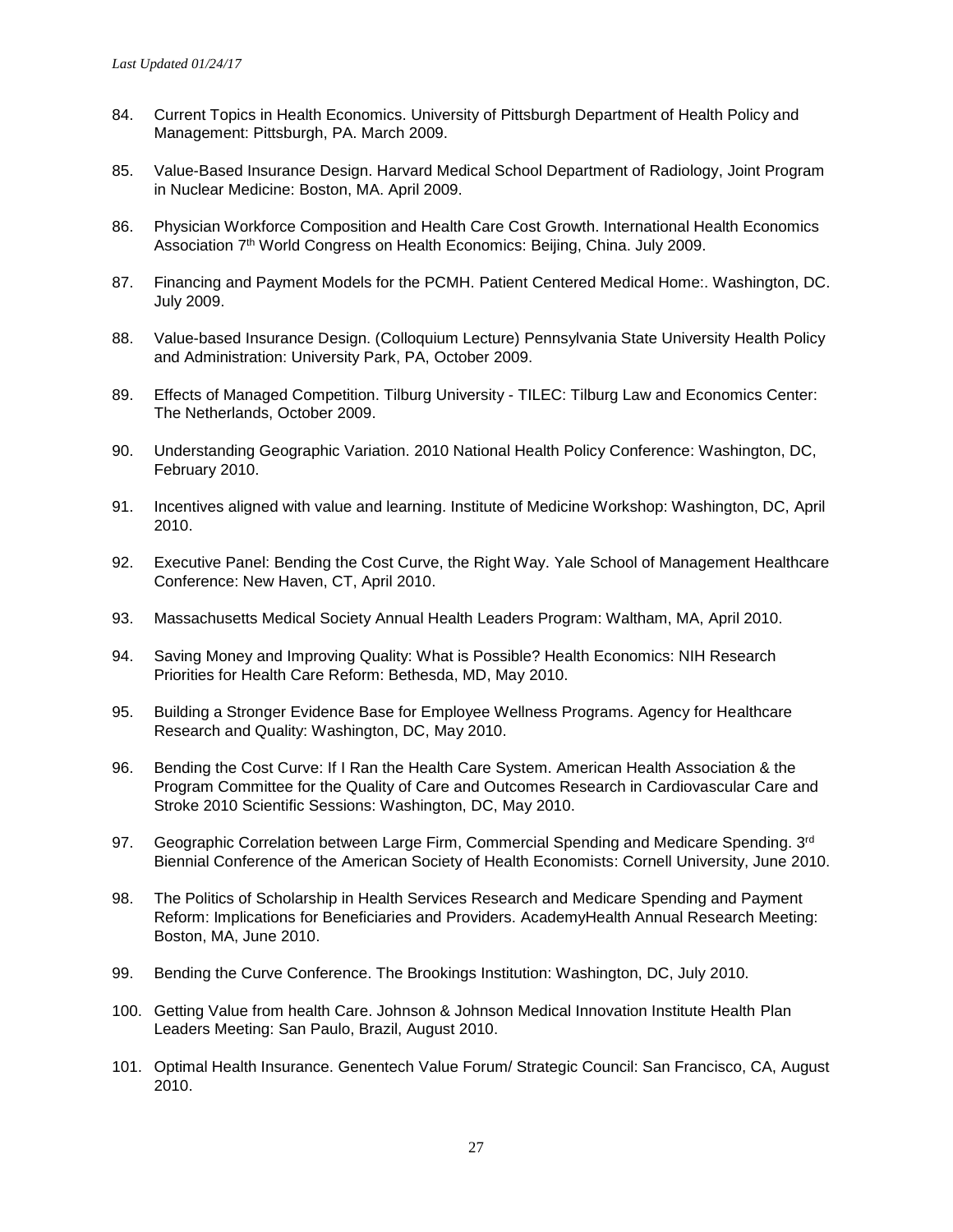84. Current Topics in Health Economics. University of Pittsburgh Department of Health Policy and Management: Pittsburgh, PA. March 2009.

85. Value-Based Insurance Design. Harvard Medical School Department of Radiology, Joint Program in Nuclear Medicine: Boston, MA. April 2009.

86. Physician Workforce Composition and Health Care Cost Growth. International Health Economics Association 7th World Congress on Health Economics: Beijing, China. July 2009.

87. Financing and Payment Models for the PCMH. Patient Centered Medical Home:. Washington, DC. July 2009.

88. Value-based Insurance Design. (Colloquium Lecture) Pennsylvania State University Health Policy and Administration: University Park, PA, October 2009.

89. Effects of Managed Competition. Tilburg University - TILEC: Tilburg Law and Economics Center: The Netherlands, October 2009.

90. Understanding Geographic Variation. 2010 National Health Policy Conference: Washington, DC, February 2010.

91. Incentives aligned with value and learning. Institute of Medicine Workshop: Washington, DC, April 2010.

92. Executive Panel: Bending the Cost Curve, the Right Way. Yale School of Management Healthcare Conference: New Haven, CT, April 2010.

93. Massachusetts Medical Society Annual Health Leaders Program: Waltham, MA, April 2010.

94. Saving Money and Improving Quality: What is Possible? Health Economics: NIH Research Priorities for Health Care Reform: Bethesda, MD, May 2010.

95. Building a Stronger Evidence Base for Employee Wellness Programs. Agency for Healthcare Research and Quality: Washington, DC, May 2010.

96. Bending the Cost Curve: If I Ran the Health Care System. American Health Association & the Program Committee for the Quality of Care and Outcomes Research in Cardiovascular Care and Stroke 2010 Scientific Sessions: Washington, DC, May 2010.

97. Geographic Correlation between Large Firm, Commercial Spending and Medicare Spending. 3rd Biennial Conference of the American Society of Health Economists: Cornell University, June 2010.

98. The Politics of Scholarship in Health Services Research and Medicare Spending and Payment Reform: Implications for Beneficiaries and Providers. AcademyHealth Annual Research Meeting: Boston, MA, June 2010.

99. Bending the Curve Conference. The Brookings Institution: Washington, DC, July 2010.

100. Getting Value from health Care. Johnson & Johnson Medical Innovation Institute Health Plan Leaders Meeting: San Paulo, Brazil, August 2010.

101. Optimal Health Insurance. Genentech Value Forum/ Strategic Council: San Francisco, CA, August 2010.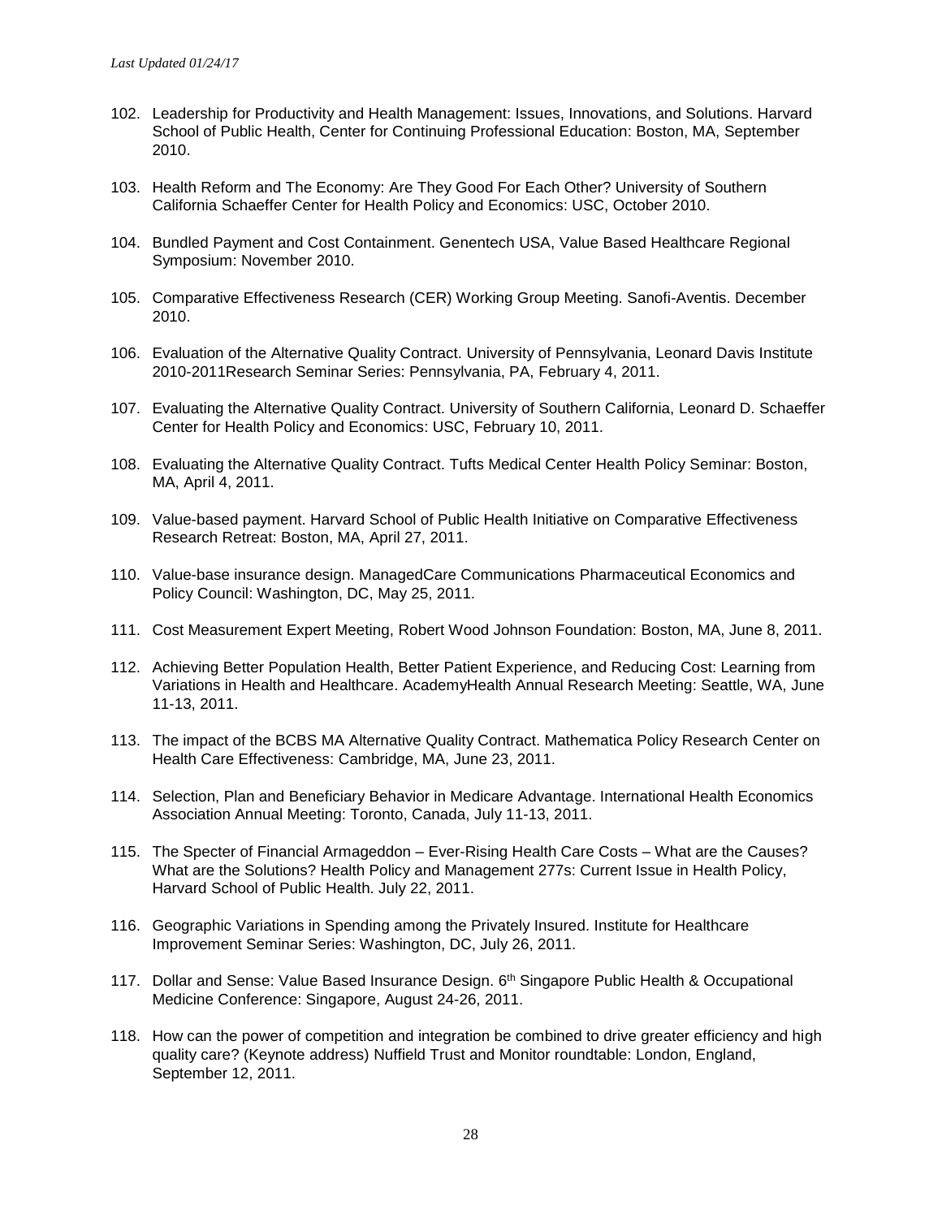102. Leadership for Productivity and Health Management: Issues, Innovations, and Solutions. Harvard School of Public Health, Center for Continuing Professional Education: Boston, MA, September 2010.

103. Health Reform and The Economy: Are They Good For Each Other? University of Southern California Schaeffer Center for Health Policy and Economics: USC, October 2010.

104. Bundled Payment and Cost Containment. Genentech USA, Value Based Healthcare Regional Symposium: November 2010.

105. Comparative Effectiveness Research (CER) Working Group Meeting. Sanofi-Aventis. December 2010.

106. Evaluation of the Alternative Quality Contract. University of Pennsylvania, Leonard Davis Institute 2010-2011Research Seminar Series: Pennsylvania, PA, February 4, 2011.

107. Evaluating the Alternative Quality Contract. University of Southern California, Leonard D. Schaeffer Center for Health Policy and Economics: USC, February 10, 2011.

108. Evaluating the Alternative Quality Contract. Tufts Medical Center Health Policy Seminar: Boston, MA, April 4, 2011.

109. Value-based payment. Harvard School of Public Health Initiative on Comparative Effectiveness Research Retreat: Boston, MA, April 27, 2011.

110. Value-base insurance design. ManagedCare Communications Pharmaceutical Economics and Policy Council: Washington, DC, May 25, 2011.

111. Cost Measurement Expert Meeting, Robert Wood Johnson Foundation: Boston, MA, June 8, 2011.

112. Achieving Better Population Health, Better Patient Experience, and Reducing Cost: Learning from Variations in Health and Healthcare. AcademyHealth Annual Research Meeting: Seattle, WA, June 11-13, 2011.

113. The impact of the BCBS MA Alternative Quality Contract. Mathematica Policy Research Center on Health Care Effectiveness: Cambridge, MA, June 23, 2011.

114. Selection, Plan and Beneficiary Behavior in Medicare Advantage. International Health Economics Association Annual Meeting: Toronto, Canada, July 11-13, 2011.

115. The Specter of Financial Armageddon – Ever-Rising Health Care Costs – What are the Causes? What are the Solutions? Health Policy and Management 277s: Current Issue in Health Policy, Harvard School of Public Health. July 22, 2011.

116. Geographic Variations in Spending among the Privately Insured. Institute for Healthcare Improvement Seminar Series: Washington, DC, July 26, 2011.

117. Dollar and Sense: Value Based Insurance Design. 6th Singapore Public Health & Occupational Medicine Conference: Singapore, August 24-26, 2011.

118. How can the power of competition and integration be combined to drive greater efficiency and high quality care? (Keynote address) Nuffield Trust and Monitor roundtable: London, England, September 12, 2011.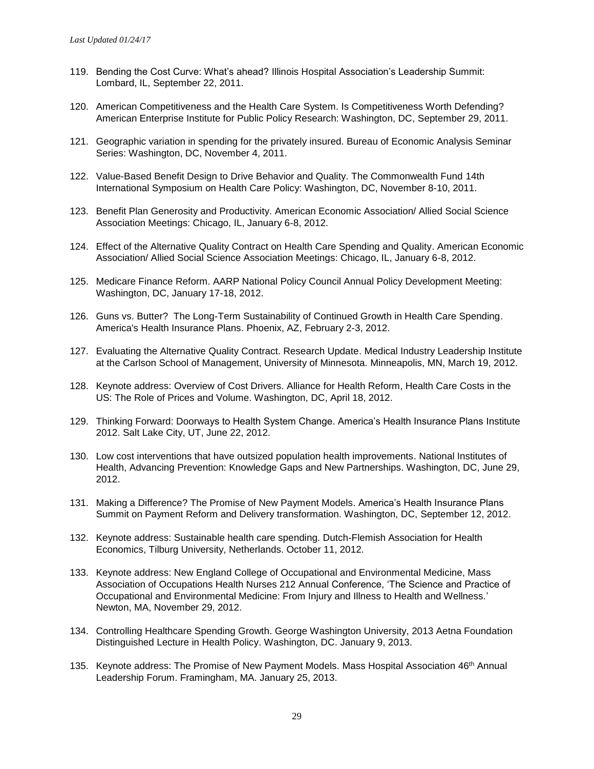119. Bending the Cost Curve: What's ahead? Illinois Hospital Association's Leadership Summit: Lombard, IL, September 22, 2011.

120. American Competitiveness and the Health Care System. Is Competitiveness Worth Defending? American Enterprise Institute for Public Policy Research: Washington, DC, September 29, 2011.

121. Geographic variation in spending for the privately insured. Bureau of Economic Analysis Seminar Series: Washington, DC, November 4, 2011.

122. Value-Based Benefit Design to Drive Behavior and Quality. The Commonwealth Fund 14th International Symposium on Health Care Policy: Washington, DC, November 8-10, 2011.

123. Benefit Plan Generosity and Productivity. American Economic Association/ Allied Social Science Association Meetings: Chicago, IL, January 6-8, 2012.

124. Effect of the Alternative Quality Contract on Health Care Spending and Quality. American Economic Association/ Allied Social Science Association Meetings: Chicago, IL, January 6-8, 2012.

125. Medicare Finance Reform. AARP National Policy Council Annual Policy Development Meeting: Washington, DC, January 17-18, 2012.

126. Guns vs. Butter? The Long-Term Sustainability of Continued Growth in Health Care Spending. America's Health Insurance Plans. Phoenix, AZ, February 2-3, 2012.

127. Evaluating the Alternative Quality Contract. Research Update. Medical Industry Leadership Institute at the Carlson School of Management, University of Minnesota. Minneapolis, MN, March 19, 2012.

128. Keynote address: Overview of Cost Drivers. Alliance for Health Reform, Health Care Costs in the US: The Role of Prices and Volume. Washington, DC, April 18, 2012.

129. Thinking Forward: Doorways to Health System Change. America's Health Insurance Plans Institute 2012. Salt Lake City, UT, June 22, 2012.

130. Low cost interventions that have outsized population health improvements. National Institutes of Health, Advancing Prevention: Knowledge Gaps and New Partnerships. Washington, DC, June 29, 2012.

131. Making a Difference? The Promise of New Payment Models. America's Health Insurance Plans Summit on Payment Reform and Delivery transformation. Washington, DC, September 12, 2012.

132. Keynote address: Sustainable health care spending. Dutch-Flemish Association for Health Economics, Tilburg University, Netherlands. October 11, 2012.

133. Keynote address: New England College of Occupational and Environmental Medicine, Mass Association of Occupations Health Nurses 212 Annual Conference, 'The Science and Practice of Occupational and Environmental Medicine: From Injury and Illness to Health and Wellness.' Newton, MA, November 29, 2012.

134. Controlling Healthcare Spending Growth. George Washington University, 2013 Aetna Foundation Distinguished Lecture in Health Policy. Washington, DC. January 9, 2013.

135. Keynote address: The Promise of New Payment Models. Mass Hospital Association 46th Annual Leadership Forum. Framingham, MA. January 25, 2013.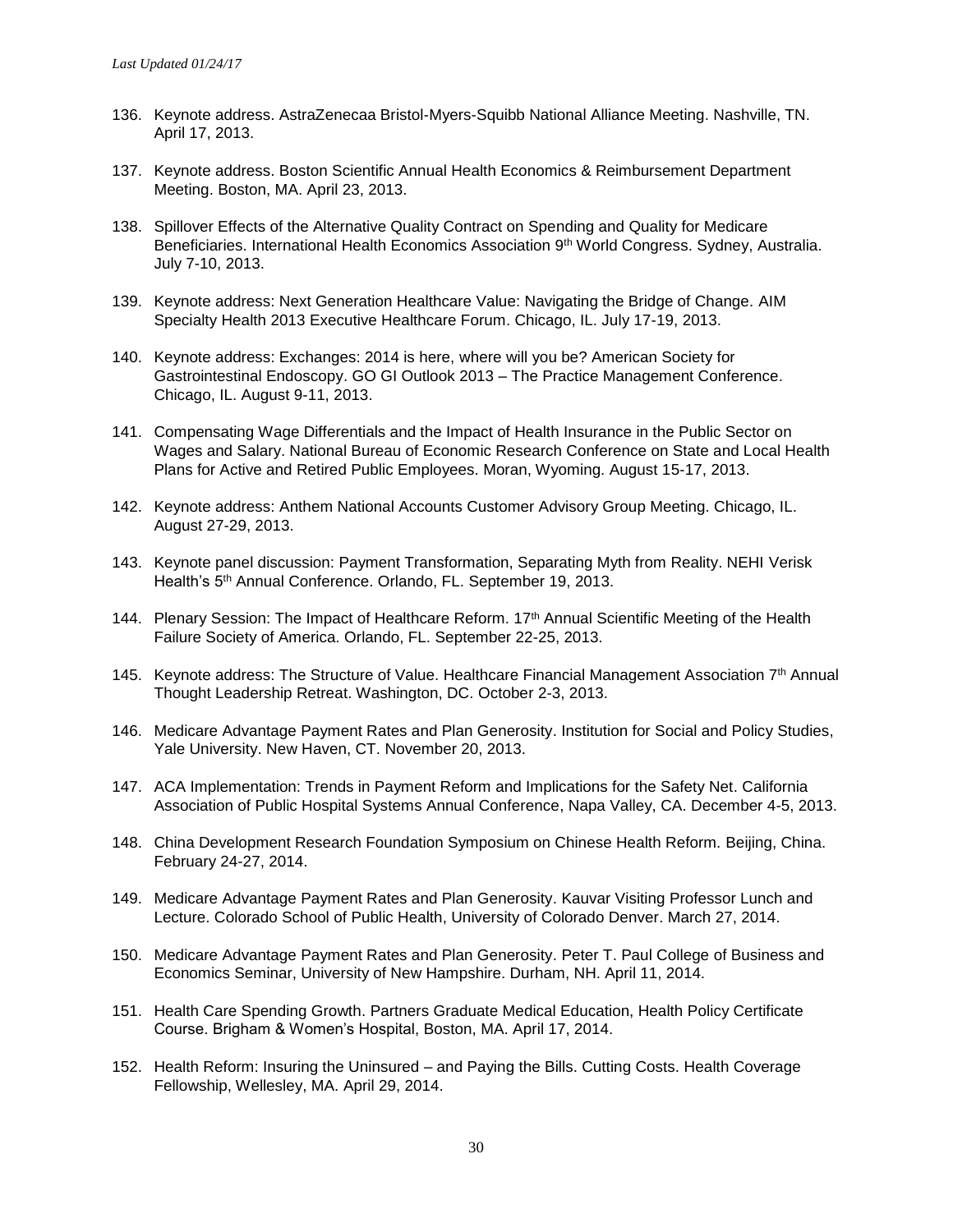136. Keynote address. AstraZenecaa Bristol-Myers-Squibb National Alliance Meeting. Nashville, TN. April 17, 2013.

137. Keynote address. Boston Scientific Annual Health Economics & Reimbursement Department Meeting. Boston, MA. April 23, 2013.

138. Spillover Effects of the Alternative Quality Contract on Spending and Quality for Medicare Beneficiaries. International Health Economics Association 9th World Congress. Sydney, Australia. July 7-10, 2013.

139. Keynote address: Next Generation Healthcare Value: Navigating the Bridge of Change. AIM Specialty Health 2013 Executive Healthcare Forum. Chicago, IL. July 17-19, 2013.

140. Keynote address: Exchanges: 2014 is here, where will you be? American Society for Gastrointestinal Endoscopy. GO GI Outlook 2013 – The Practice Management Conference. Chicago, IL. August 9-11, 2013.

141. Compensating Wage Differentials and the Impact of Health Insurance in the Public Sector on Wages and Salary. National Bureau of Economic Research Conference on State and Local Health Plans for Active and Retired Public Employees. Moran, Wyoming. August 15-17, 2013.

142. Keynote address: Anthem National Accounts Customer Advisory Group Meeting. Chicago, IL. August 27-29, 2013.

143. Keynote panel discussion: Payment Transformation, Separating Myth from Reality. NEHI Verisk Health's 5th Annual Conference. Orlando, FL. September 19, 2013.

144. Plenary Session: The Impact of Healthcare Reform. 17th Annual Scientific Meeting of the Health Failure Society of America. Orlando, FL. September 22-25, 2013.

145. Keynote address: The Structure of Value. Healthcare Financial Management Association 7th Annual Thought Leadership Retreat. Washington, DC. October 2-3, 2013.

146. Medicare Advantage Payment Rates and Plan Generosity. Institution for Social and Policy Studies, Yale University. New Haven, CT. November 20, 2013.

147. ACA Implementation: Trends in Payment Reform and Implications for the Safety Net. California Association of Public Hospital Systems Annual Conference, Napa Valley, CA. December 4-5, 2013.

148. China Development Research Foundation Symposium on Chinese Health Reform. Beijing, China. February 24-27, 2014.

149. Medicare Advantage Payment Rates and Plan Generosity. Kauvar Visiting Professor Lunch and Lecture. Colorado School of Public Health, University of Colorado Denver. March 27, 2014.

150. Medicare Advantage Payment Rates and Plan Generosity. Peter T. Paul College of Business and Economics Seminar, University of New Hampshire. Durham, NH. April 11, 2014.

151. Health Care Spending Growth. Partners Graduate Medical Education, Health Policy Certificate Course. Brigham & Women's Hospital, Boston, MA. April 17, 2014.

152. Health Reform: Insuring the Uninsured – and Paying the Bills. Cutting Costs. Health Coverage Fellowship, Wellesley, MA. April 29, 2014.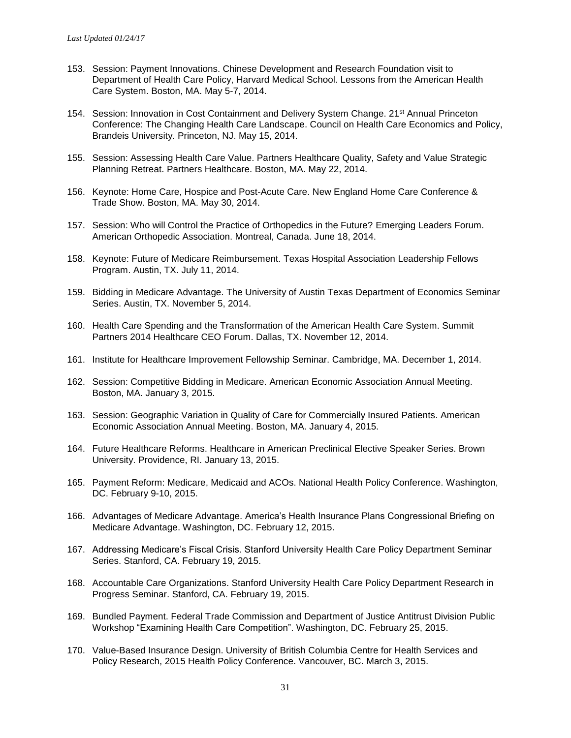153. Session: Payment Innovations. Chinese Development and Research Foundation visit to Department of Health Care Policy, Harvard Medical School. Lessons from the American Health Care System. Boston, MA. May 5-7, 2014.

154. Session: Innovation in Cost Containment and Delivery System Change. 21st Annual Princeton Conference: The Changing Health Care Landscape. Council on Health Care Economics and Policy, Brandeis University. Princeton, NJ. May 15, 2014.

155. Session: Assessing Health Care Value. Partners Healthcare Quality, Safety and Value Strategic Planning Retreat. Partners Healthcare. Boston, MA. May 22, 2014.

156. Keynote: Home Care, Hospice and Post-Acute Care. New England Home Care Conference & Trade Show. Boston, MA. May 30, 2014.

157. Session: Who will Control the Practice of Orthopedics in the Future? Emerging Leaders Forum. American Orthopedic Association. Montreal, Canada. June 18, 2014.

158. Keynote: Future of Medicare Reimbursement. Texas Hospital Association Leadership Fellows Program. Austin, TX. July 11, 2014.

159. Bidding in Medicare Advantage. The University of Austin Texas Department of Economics Seminar Series. Austin, TX. November 5, 2014.

160. Health Care Spending and the Transformation of the American Health Care System. Summit Partners 2014 Healthcare CEO Forum. Dallas, TX. November 12, 2014.

161. Institute for Healthcare Improvement Fellowship Seminar. Cambridge, MA. December 1, 2014.

162. Session: Competitive Bidding in Medicare. American Economic Association Annual Meeting. Boston, MA. January 3, 2015.

163. Session: Geographic Variation in Quality of Care for Commercially Insured Patients. American Economic Association Annual Meeting. Boston, MA. January 4, 2015.

164. Future Healthcare Reforms. Healthcare in American Preclinical Elective Speaker Series. Brown University. Providence, RI. January 13, 2015.

165. Payment Reform: Medicare, Medicaid and ACOs. National Health Policy Conference. Washington, DC. February 9-10, 2015.

166. Advantages of Medicare Advantage. America's Health Insurance Plans Congressional Briefing on Medicare Advantage. Washington, DC. February 12, 2015.

167. Addressing Medicare's Fiscal Crisis. Stanford University Health Care Policy Department Seminar Series. Stanford, CA. February 19, 2015.

168. Accountable Care Organizations. Stanford University Health Care Policy Department Research in Progress Seminar. Stanford, CA. February 19, 2015.

169. Bundled Payment. Federal Trade Commission and Department of Justice Antitrust Division Public Workshop "Examining Health Care Competition". Washington, DC. February 25, 2015.

170. Value-Based Insurance Design. University of British Columbia Centre for Health Services and Policy Research, 2015 Health Policy Conference. Vancouver, BC. March 3, 2015.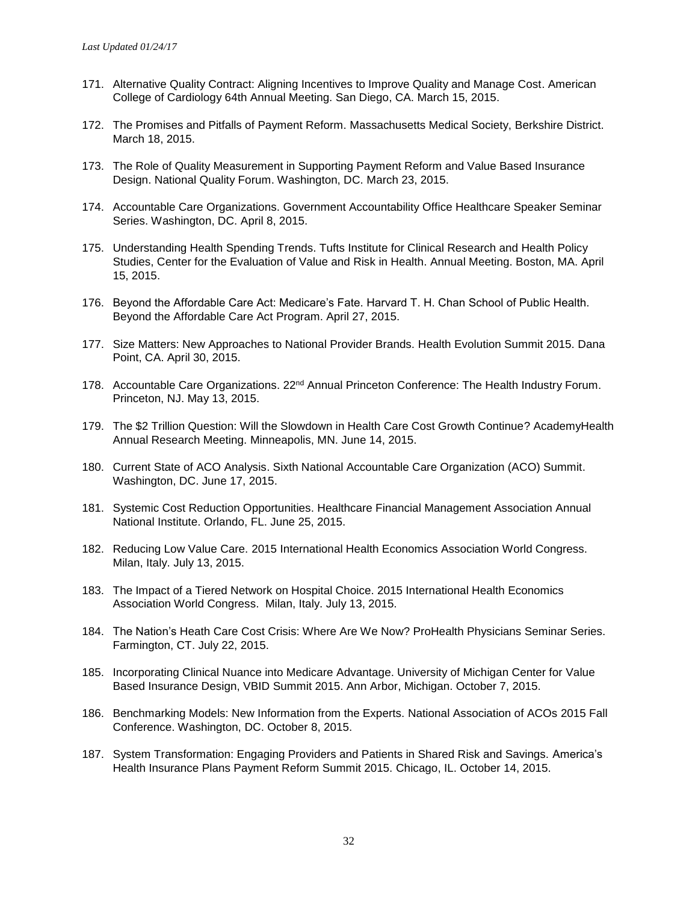171. Alternative Quality Contract: Aligning Incentives to Improve Quality and Manage Cost. American College of Cardiology 64th Annual Meeting. San Diego, CA. March 15, 2015.

172. The Promises and Pitfalls of Payment Reform. Massachusetts Medical Society, Berkshire District. March 18, 2015.

173. The Role of Quality Measurement in Supporting Payment Reform and Value Based Insurance Design. National Quality Forum. Washington, DC. March 23, 2015.

174. Accountable Care Organizations. Government Accountability Office Healthcare Speaker Seminar Series. Washington, DC. April 8, 2015.

175. Understanding Health Spending Trends. Tufts Institute for Clinical Research and Health Policy Studies, Center for the Evaluation of Value and Risk in Health. Annual Meeting. Boston, MA. April 15, 2015.

176. Beyond the Affordable Care Act: Medicare's Fate. Harvard T. H. Chan School of Public Health. Beyond the Affordable Care Act Program. April 27, 2015.

177. Size Matters: New Approaches to National Provider Brands. Health Evolution Summit 2015. Dana Point, CA. April 30, 2015.

178. Accountable Care Organizations. 22nd Annual Princeton Conference: The Health Industry Forum. Princeton, NJ. May 13, 2015.

179. The $2 Trillion Question: Will the Slowdown in Health Care Cost Growth Continue? AcademyHealth Annual Research Meeting. Minneapolis, MN. June 14, 2015.

180. Current State of ACO Analysis. Sixth National Accountable Care Organization (ACO) Summit. Washington, DC. June 17, 2015.

181. Systemic Cost Reduction Opportunities. Healthcare Financial Management Association Annual National Institute. Orlando, FL. June 25, 2015.

182. Reducing Low Value Care. 2015 International Health Economics Association World Congress. Milan, Italy. July 13, 2015.

183. The Impact of a Tiered Network on Hospital Choice. 2015 International Health Economics Association World Congress. Milan, Italy. July 13, 2015.

184. The Nation's Heath Care Cost Crisis: Where Are We Now? ProHealth Physicians Seminar Series. Farmington, CT. July 22, 2015.

185. Incorporating Clinical Nuance into Medicare Advantage. University of Michigan Center for Value Based Insurance Design, VBID Summit 2015. Ann Arbor, Michigan. October 7, 2015.

186. Benchmarking Models: New Information from the Experts. National Association of ACOs 2015 Fall Conference. Washington, DC. October 8, 2015.

187. System Transformation: Engaging Providers and Patients in Shared Risk and Savings. America's Health Insurance Plans Payment Reform Summit 2015. Chicago, IL. October 14, 2015.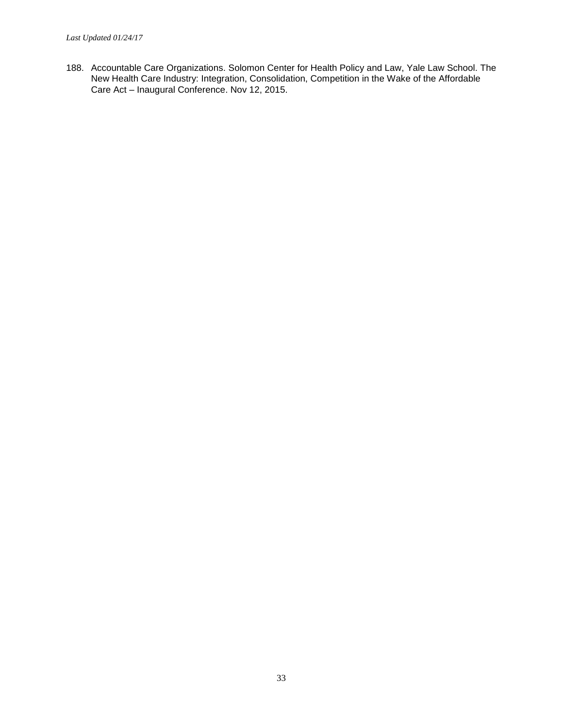188. Accountable Care Organizations. Solomon Center for Health Policy and Law, Yale Law School. The New Health Care Industry: Integration, Consolidation, Competition in the Wake of the Affordable Care Act – Inaugural Conference. Nov 12, 2015.